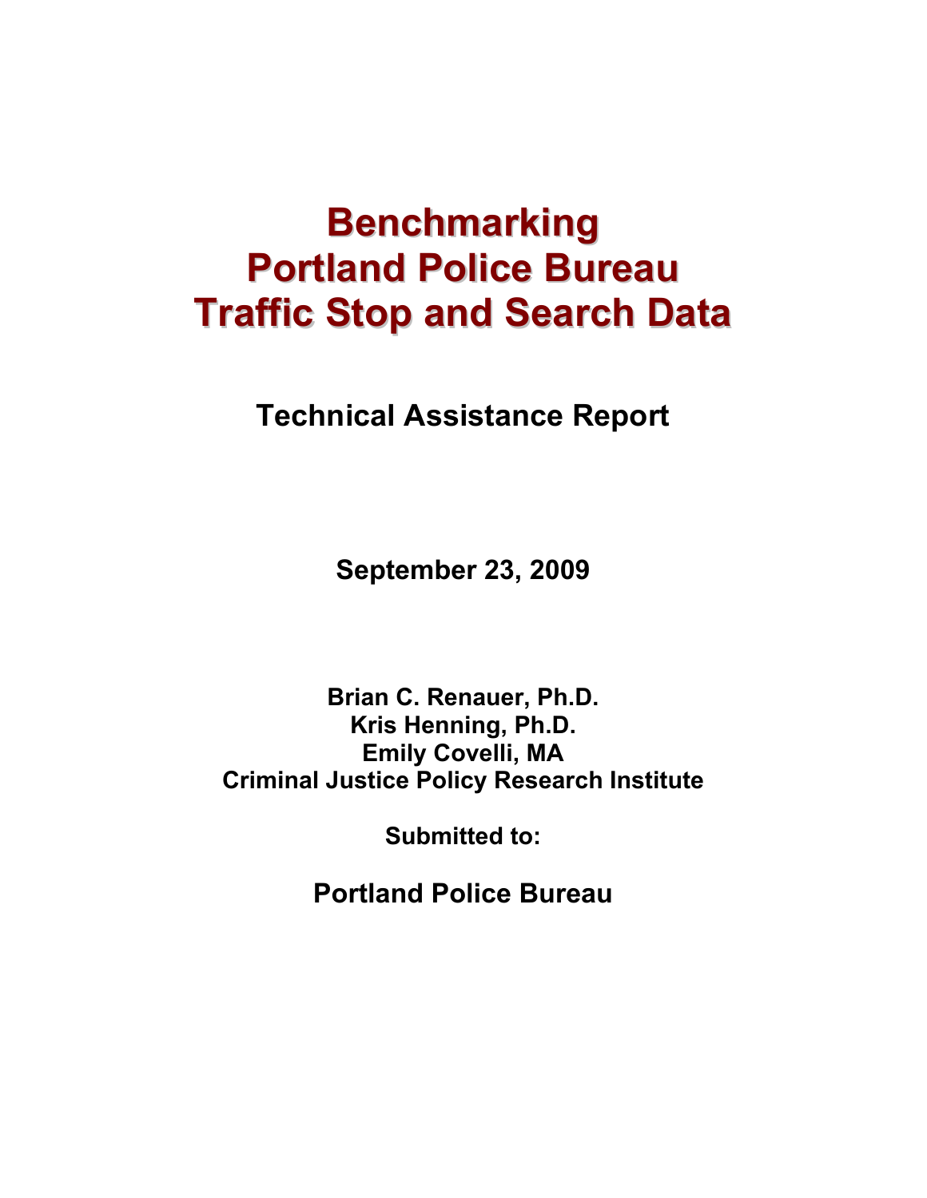# Benchmarking Portland Police Bureau Traffic Stop and Search Data

## Technical Assistance Report

**September 23, 2009**

**Brian C. Renauer, Ph.D.**
**Kris Henning, Ph.D.**
**Emily Covelli, MA**
**Criminal Justice Policy Research Institute**

**Submitted to:**

## Portland Police Bureau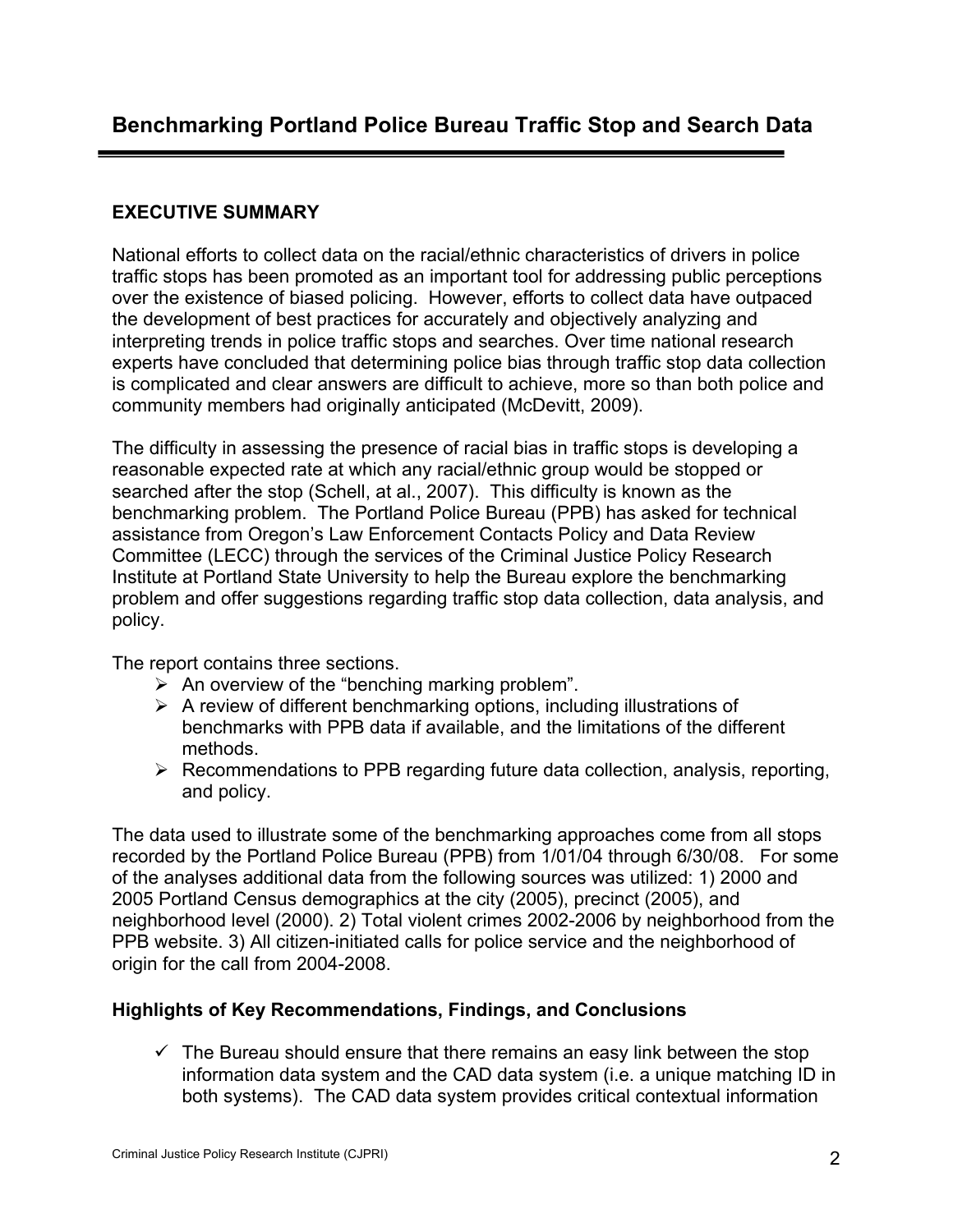## Benchmarking Portland Police Bureau Traffic Stop and Search Data

### EXECUTIVE SUMMARY

National efforts to collect data on the racial/ethnic characteristics of drivers in police traffic stops has been promoted as an important tool for addressing public perceptions over the existence of biased policing. However, efforts to collect data have outpaced the development of best practices for accurately and objectively analyzing and interpreting trends in police traffic stops and searches. Over time national research experts have concluded that determining police bias through traffic stop data collection is complicated and clear answers are difficult to achieve, more so than both police and community members had originally anticipated (McDevitt, 2009).

The difficulty in assessing the presence of racial bias in traffic stops is developing a reasonable expected rate at which any racial/ethnic group would be stopped or searched after the stop (Schell, at al., 2007). This difficulty is known as the benchmarking problem. The Portland Police Bureau (PPB) has asked for technical assistance from Oregon's Law Enforcement Contacts Policy and Data Review Committee (LECC) through the services of the Criminal Justice Policy Research Institute at Portland State University to help the Bureau explore the benchmarking problem and offer suggestions regarding traffic stop data collection, data analysis, and policy.

The report contains three sections.

- An overview of the "benching marking problem".
- A review of different benchmarking options, including illustrations of benchmarks with PPB data if available, and the limitations of the different methods.
- Recommendations to PPB regarding future data collection, analysis, reporting, and policy.

The data used to illustrate some of the benchmarking approaches come from all stops recorded by the Portland Police Bureau (PPB) from 1/01/04 through 6/30/08. For some of the analyses additional data from the following sources was utilized: 1) 2000 and 2005 Portland Census demographics at the city (2005), precinct (2005), and neighborhood level (2000). 2) Total violent crimes 2002-2006 by neighborhood from the PPB website. 3) All citizen-initiated calls for police service and the neighborhood of origin for the call from 2004-2008.

#### Highlights of Key Recommendations, Findings, and Conclusions

- ✓ The Bureau should ensure that there remains an easy link between the stop information data system and the CAD data system (i.e. a unique matching ID in both systems). The CAD data system provides critical contextual information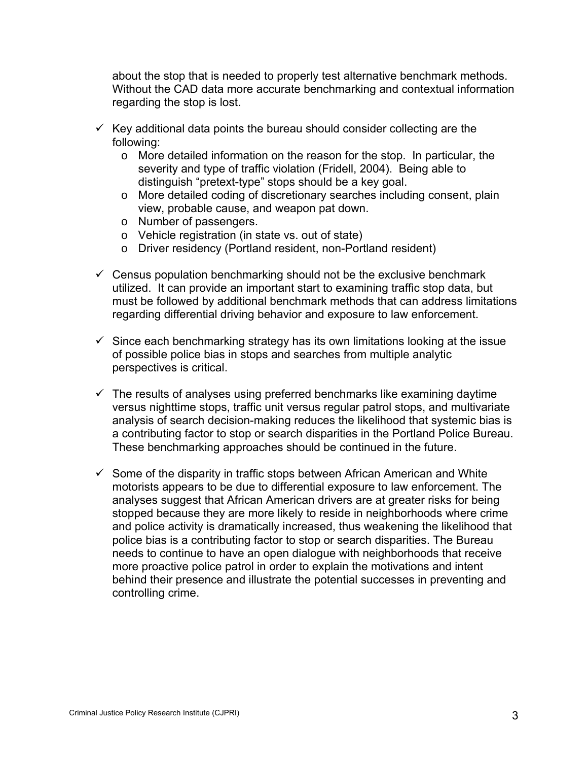about the stop that is needed to properly test alternative benchmark methods. Without the CAD data more accurate benchmarking and contextual information regarding the stop is lost.

- ✓ Key additional data points the bureau should consider collecting are the following:
  - More detailed information on the reason for the stop. In particular, the severity and type of traffic violation (Fridell, 2004). Being able to distinguish "pretext-type" stops should be a key goal.
  - More detailed coding of discretionary searches including consent, plain view, probable cause, and weapon pat down.
  - Number of passengers.
  - Vehicle registration (in state vs. out of state)
  - Driver residency (Portland resident, non-Portland resident)

- ✓ Census population benchmarking should not be the exclusive benchmark utilized. It can provide an important start to examining traffic stop data, but must be followed by additional benchmark methods that can address limitations regarding differential driving behavior and exposure to law enforcement.

- ✓ Since each benchmarking strategy has its own limitations looking at the issue of possible police bias in stops and searches from multiple analytic perspectives is critical.

- ✓ The results of analyses using preferred benchmarks like examining daytime versus nighttime stops, traffic unit versus regular patrol stops, and multivariate analysis of search decision-making reduces the likelihood that systemic bias is a contributing factor to stop or search disparities in the Portland Police Bureau. These benchmarking approaches should be continued in the future.

- ✓ Some of the disparity in traffic stops between African American and White motorists appears to be due to differential exposure to law enforcement. The analyses suggest that African American drivers are at greater risks for being stopped because they are more likely to reside in neighborhoods where crime and police activity is dramatically increased, thus weakening the likelihood that police bias is a contributing factor to stop or search disparities. The Bureau needs to continue to have an open dialogue with neighborhoods that receive more proactive police patrol in order to explain the motivations and intent behind their presence and illustrate the potential successes in preventing and controlling crime.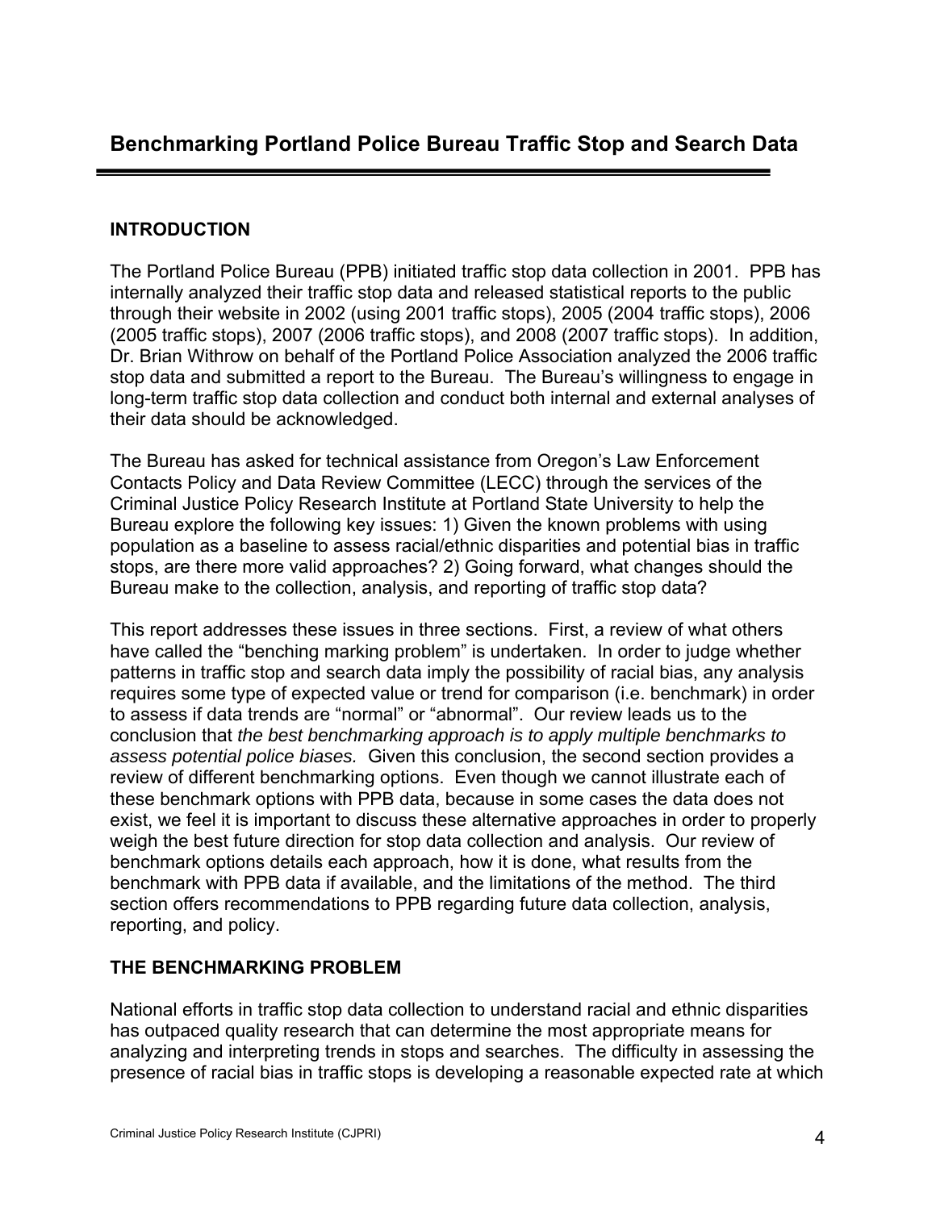# Benchmarking Portland Police Bureau Traffic Stop and Search Data

## INTRODUCTION

The Portland Police Bureau (PPB) initiated traffic stop data collection in 2001. PPB has internally analyzed their traffic stop data and released statistical reports to the public through their website in 2002 (using 2001 traffic stops), 2005 (2004 traffic stops), 2006 (2005 traffic stops), 2007 (2006 traffic stops), and 2008 (2007 traffic stops). In addition, Dr. Brian Withrow on behalf of the Portland Police Association analyzed the 2006 traffic stop data and submitted a report to the Bureau. The Bureau's willingness to engage in long-term traffic stop data collection and conduct both internal and external analyses of their data should be acknowledged.

The Bureau has asked for technical assistance from Oregon's Law Enforcement Contacts Policy and Data Review Committee (LECC) through the services of the Criminal Justice Policy Research Institute at Portland State University to help the Bureau explore the following key issues: 1) Given the known problems with using population as a baseline to assess racial/ethnic disparities and potential bias in traffic stops, are there more valid approaches? 2) Going forward, what changes should the Bureau make to the collection, analysis, and reporting of traffic stop data?

This report addresses these issues in three sections. First, a review of what others have called the "benching marking problem" is undertaken. In order to judge whether patterns in traffic stop and search data imply the possibility of racial bias, any analysis requires some type of expected value or trend for comparison (i.e. benchmark) in order to assess if data trends are "normal" or "abnormal". Our review leads us to the conclusion that *the best benchmarking approach is to apply multiple benchmarks to assess potential police biases.* Given this conclusion, the second section provides a review of different benchmarking options. Even though we cannot illustrate each of these benchmark options with PPB data, because in some cases the data does not exist, we feel it is important to discuss these alternative approaches in order to properly weigh the best future direction for stop data collection and analysis. Our review of benchmark options details each approach, how it is done, what results from the benchmark with PPB data if available, and the limitations of the method. The third section offers recommendations to PPB regarding future data collection, analysis, reporting, and policy.

## THE BENCHMARKING PROBLEM

National efforts in traffic stop data collection to understand racial and ethnic disparities has outpaced quality research that can determine the most appropriate means for analyzing and interpreting trends in stops and searches. The difficulty in assessing the presence of racial bias in traffic stops is developing a reasonable expected rate at which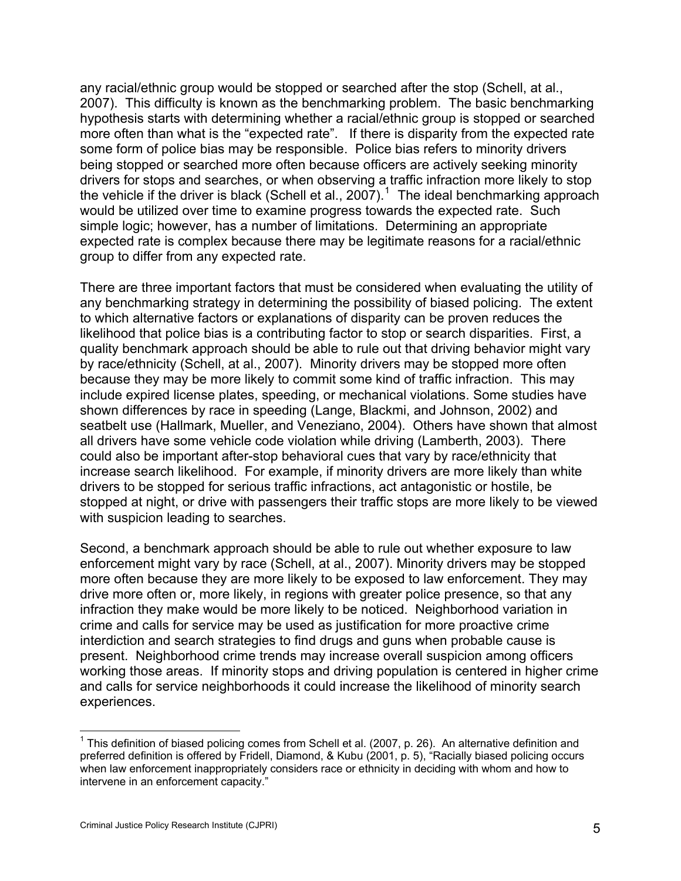any racial/ethnic group would be stopped or searched after the stop (Schell, at al., 2007). This difficulty is known as the benchmarking problem. The basic benchmarking hypothesis starts with determining whether a racial/ethnic group is stopped or searched more often than what is the "expected rate". If there is disparity from the expected rate some form of police bias may be responsible. Police bias refers to minority drivers being stopped or searched more often because officers are actively seeking minority drivers for stops and searches, or when observing a traffic infraction more likely to stop the vehicle if the driver is black (Schell et al., 2007).[1] The ideal benchmarking approach would be utilized over time to examine progress towards the expected rate. Such simple logic; however, has a number of limitations. Determining an appropriate expected rate is complex because there may be legitimate reasons for a racial/ethnic group to differ from any expected rate.

There are three important factors that must be considered when evaluating the utility of any benchmarking strategy in determining the possibility of biased policing. The extent to which alternative factors or explanations of disparity can be proven reduces the likelihood that police bias is a contributing factor to stop or search disparities. First, a quality benchmark approach should be able to rule out that driving behavior might vary by race/ethnicity (Schell, at al., 2007). Minority drivers may be stopped more often because they may be more likely to commit some kind of traffic infraction. This may include expired license plates, speeding, or mechanical violations. Some studies have shown differences by race in speeding (Lange, Blackmi, and Johnson, 2002) and seatbelt use (Hallmark, Mueller, and Veneziano, 2004). Others have shown that almost all drivers have some vehicle code violation while driving (Lamberth, 2003). There could also be important after-stop behavioral cues that vary by race/ethnicity that increase search likelihood. For example, if minority drivers are more likely than white drivers to be stopped for serious traffic infractions, act antagonistic or hostile, be stopped at night, or drive with passengers their traffic stops are more likely to be viewed with suspicion leading to searches.

Second, a benchmark approach should be able to rule out whether exposure to law enforcement might vary by race (Schell, at al., 2007). Minority drivers may be stopped more often because they are more likely to be exposed to law enforcement. They may drive more often or, more likely, in regions with greater police presence, so that any infraction they make would be more likely to be noticed. Neighborhood variation in crime and calls for service may be used as justification for more proactive crime interdiction and search strategies to find drugs and guns when probable cause is present. Neighborhood crime trends may increase overall suspicion among officers working those areas. If minority stops and driving population is centered in higher crime and calls for service neighborhoods it could increase the likelihood of minority search experiences.

---

[1] This definition of biased policing comes from Schell et al. (2007, p. 26). An alternative definition and preferred definition is offered by Fridell, Diamond, & Kubu (2001, p. 5), "Racially biased policing occurs when law enforcement inappropriately considers race or ethnicity in deciding with whom and how to intervene in an enforcement capacity."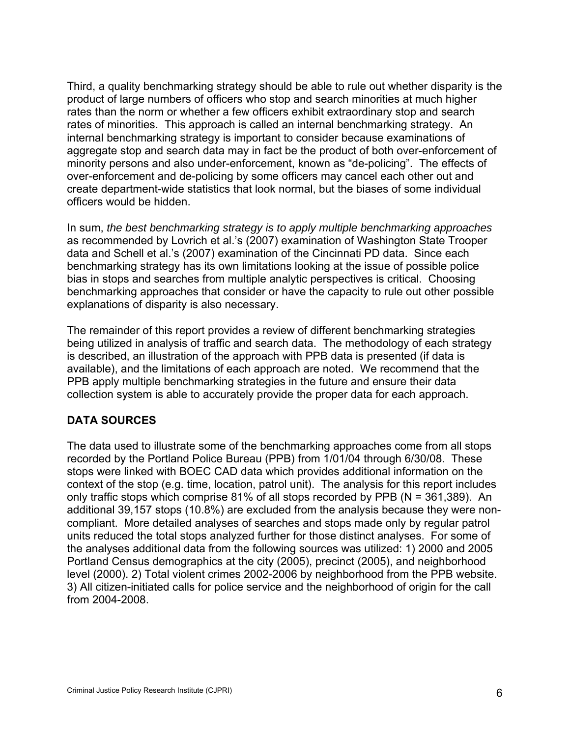Third, a quality benchmarking strategy should be able to rule out whether disparity is the product of large numbers of officers who stop and search minorities at much higher rates than the norm or whether a few officers exhibit extraordinary stop and search rates of minorities. This approach is called an internal benchmarking strategy. An internal benchmarking strategy is important to consider because examinations of aggregate stop and search data may in fact be the product of both over-enforcement of minority persons and also under-enforcement, known as "de-policing". The effects of over-enforcement and de-policing by some officers may cancel each other out and create department-wide statistics that look normal, but the biases of some individual officers would be hidden.

In sum, *the best benchmarking strategy is to apply multiple benchmarking approaches* as recommended by Lovrich et al.'s (2007) examination of Washington State Trooper data and Schell et al.'s (2007) examination of the Cincinnati PD data. Since each benchmarking strategy has its own limitations looking at the issue of possible police bias in stops and searches from multiple analytic perspectives is critical. Choosing benchmarking approaches that consider or have the capacity to rule out other possible explanations of disparity is also necessary.

The remainder of this report provides a review of different benchmarking strategies being utilized in analysis of traffic and search data. The methodology of each strategy is described, an illustration of the approach with PPB data is presented (if data is available), and the limitations of each approach are noted. We recommend that the PPB apply multiple benchmarking strategies in the future and ensure their data collection system is able to accurately provide the proper data for each approach.

## DATA SOURCES

The data used to illustrate some of the benchmarking approaches come from all stops recorded by the Portland Police Bureau (PPB) from 1/01/04 through 6/30/08. These stops were linked with BOEC CAD data which provides additional information on the context of the stop (e.g. time, location, patrol unit). The analysis for this report includes only traffic stops which comprise 81% of all stops recorded by PPB (N = 361,389). An additional 39,157 stops (10.8%) are excluded from the analysis because they were non-compliant. More detailed analyses of searches and stops made only by regular patrol units reduced the total stops analyzed further for those distinct analyses. For some of the analyses additional data from the following sources was utilized: 1) 2000 and 2005 Portland Census demographics at the city (2005), precinct (2005), and neighborhood level (2000). 2) Total violent crimes 2002-2006 by neighborhood from the PPB website. 3) All citizen-initiated calls for police service and the neighborhood of origin for the call from 2004-2008.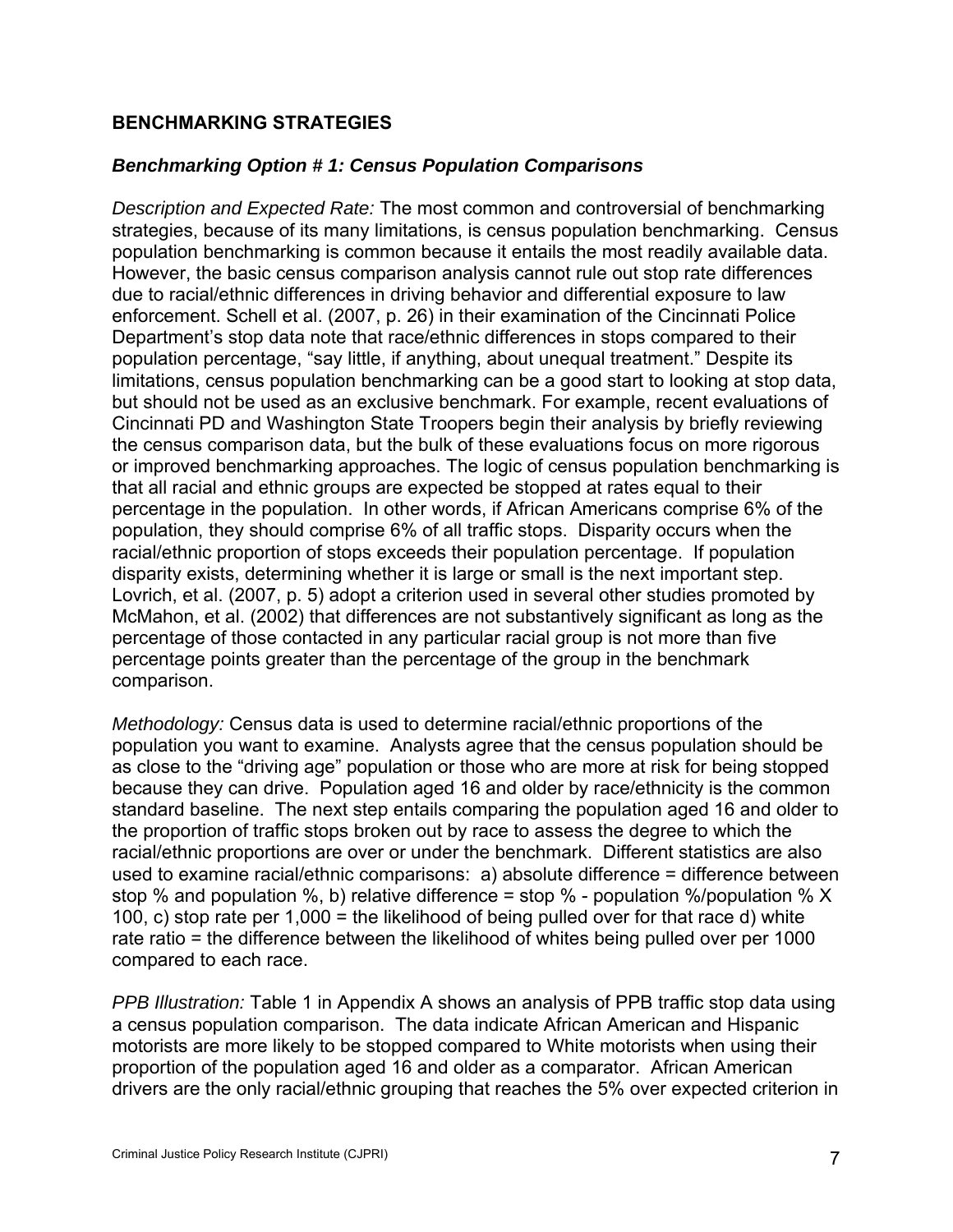## BENCHMARKING STRATEGIES

### *Benchmarking Option # 1: Census Population Comparisons*

*Description and Expected Rate:* The most common and controversial of benchmarking strategies, because of its many limitations, is census population benchmarking. Census population benchmarking is common because it entails the most readily available data. However, the basic census comparison analysis cannot rule out stop rate differences due to racial/ethnic differences in driving behavior and differential exposure to law enforcement. Schell et al. (2007, p. 26) in their examination of the Cincinnati Police Department's stop data note that race/ethnic differences in stops compared to their population percentage, "say little, if anything, about unequal treatment." Despite its limitations, census population benchmarking can be a good start to looking at stop data, but should not be used as an exclusive benchmark. For example, recent evaluations of Cincinnati PD and Washington State Troopers begin their analysis by briefly reviewing the census comparison data, but the bulk of these evaluations focus on more rigorous or improved benchmarking approaches. The logic of census population benchmarking is that all racial and ethnic groups are expected be stopped at rates equal to their percentage in the population. In other words, if African Americans comprise 6% of the population, they should comprise 6% of all traffic stops. Disparity occurs when the racial/ethnic proportion of stops exceeds their population percentage. If population disparity exists, determining whether it is large or small is the next important step. Lovrich, et al. (2007, p. 5) adopt a criterion used in several other studies promoted by McMahon, et al. (2002) that differences are not substantively significant as long as the percentage of those contacted in any particular racial group is not more than five percentage points greater than the percentage of the group in the benchmark comparison.

*Methodology:* Census data is used to determine racial/ethnic proportions of the population you want to examine. Analysts agree that the census population should be as close to the "driving age" population or those who are more at risk for being stopped because they can drive. Population aged 16 and older by race/ethnicity is the common standard baseline. The next step entails comparing the population aged 16 and older to the proportion of traffic stops broken out by race to assess the degree to which the racial/ethnic proportions are over or under the benchmark. Different statistics are also used to examine racial/ethnic comparisons: a) absolute difference = difference between stop % and population %, b) relative difference = stop % - population %/population % X 100, c) stop rate per 1,000 = the likelihood of being pulled over for that race d) white rate ratio = the difference between the likelihood of whites being pulled over per 1000 compared to each race.

*PPB Illustration:* Table 1 in Appendix A shows an analysis of PPB traffic stop data using a census population comparison. The data indicate African American and Hispanic motorists are more likely to be stopped compared to White motorists when using their proportion of the population aged 16 and older as a comparator. African American drivers are the only racial/ethnic grouping that reaches the 5% over expected criterion in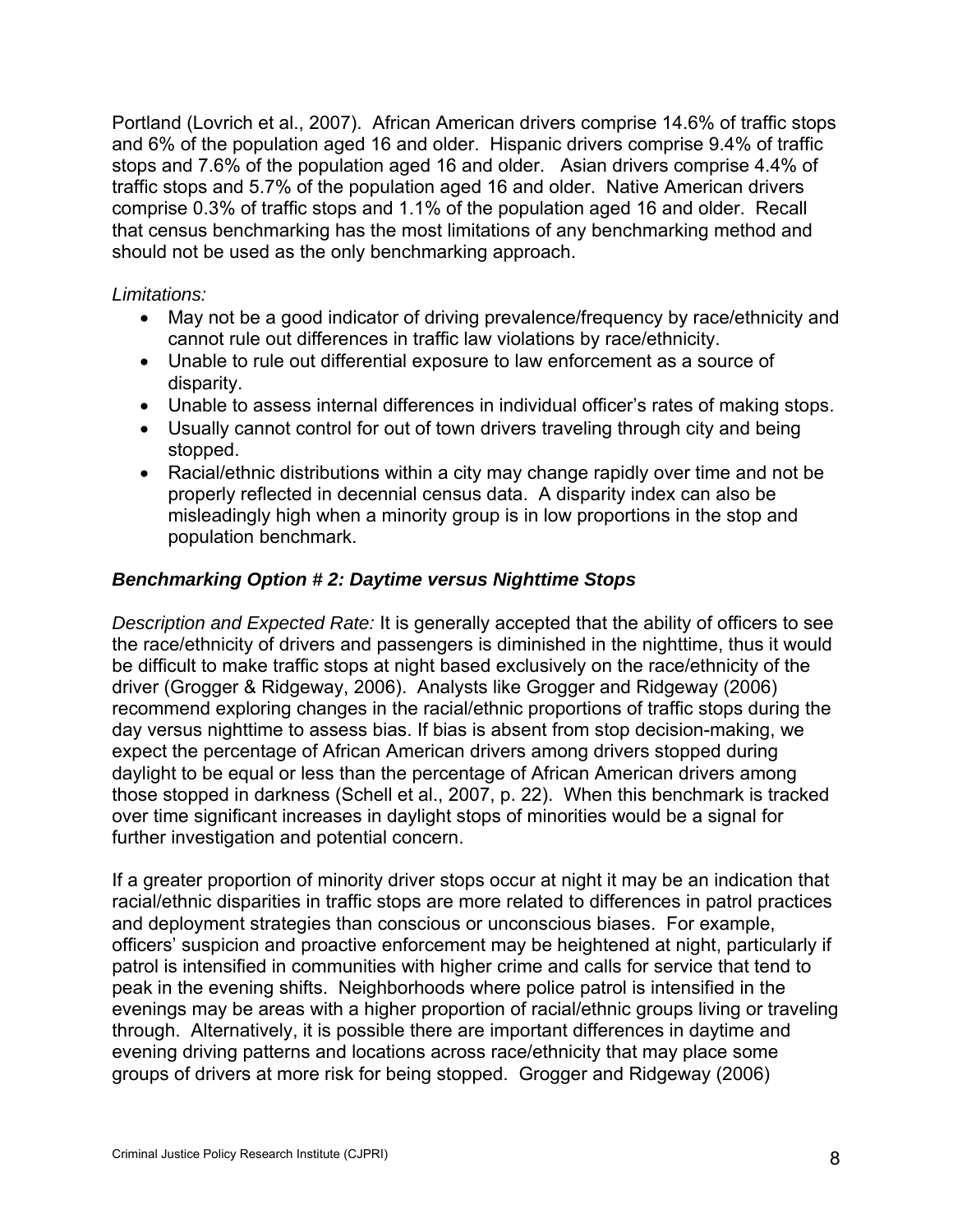Portland (Lovrich et al., 2007). African American drivers comprise 14.6% of traffic stops and 6% of the population aged 16 and older. Hispanic drivers comprise 9.4% of traffic stops and 7.6% of the population aged 16 and older. Asian drivers comprise 4.4% of traffic stops and 5.7% of the population aged 16 and older. Native American drivers comprise 0.3% of traffic stops and 1.1% of the population aged 16 and older. Recall that census benchmarking has the most limitations of any benchmarking method and should not be used as the only benchmarking approach.

*Limitations:*

- May not be a good indicator of driving prevalence/frequency by race/ethnicity and cannot rule out differences in traffic law violations by race/ethnicity.
- Unable to rule out differential exposure to law enforcement as a source of disparity.
- Unable to assess internal differences in individual officer's rates of making stops.
- Usually cannot control for out of town drivers traveling through city and being stopped.
- Racial/ethnic distributions within a city may change rapidly over time and not be properly reflected in decennial census data. A disparity index can also be misleadingly high when a minority group is in low proportions in the stop and population benchmark.

### *Benchmarking Option # 2: Daytime versus Nighttime Stops*

*Description and Expected Rate:* It is generally accepted that the ability of officers to see the race/ethnicity of drivers and passengers is diminished in the nighttime, thus it would be difficult to make traffic stops at night based exclusively on the race/ethnicity of the driver (Grogger & Ridgeway, 2006). Analysts like Grogger and Ridgeway (2006) recommend exploring changes in the racial/ethnic proportions of traffic stops during the day versus nighttime to assess bias. If bias is absent from stop decision-making, we expect the percentage of African American drivers among drivers stopped during daylight to be equal or less than the percentage of African American drivers among those stopped in darkness (Schell et al., 2007, p. 22). When this benchmark is tracked over time significant increases in daylight stops of minorities would be a signal for further investigation and potential concern.

If a greater proportion of minority driver stops occur at night it may be an indication that racial/ethnic disparities in traffic stops are more related to differences in patrol practices and deployment strategies than conscious or unconscious biases. For example, officers' suspicion and proactive enforcement may be heightened at night, particularly if patrol is intensified in communities with higher crime and calls for service that tend to peak in the evening shifts. Neighborhoods where police patrol is intensified in the evenings may be areas with a higher proportion of racial/ethnic groups living or traveling through. Alternatively, it is possible there are important differences in daytime and evening driving patterns and locations across race/ethnicity that may place some groups of drivers at more risk for being stopped. Grogger and Ridgeway (2006)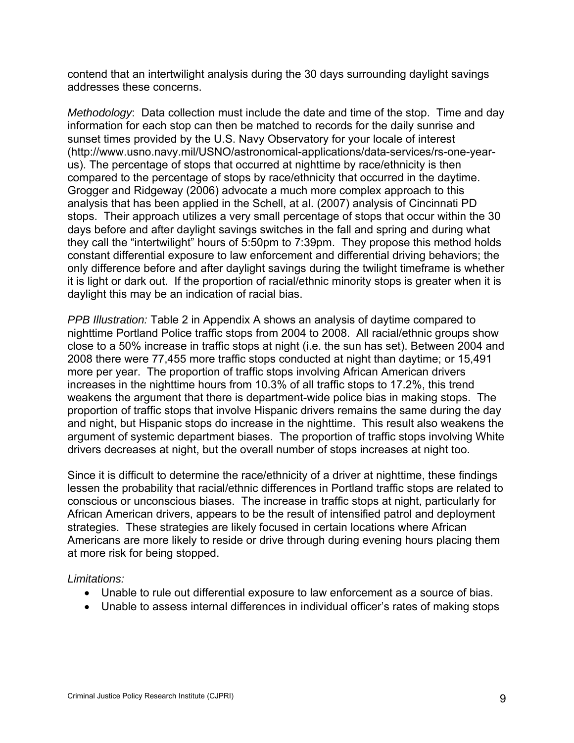contend that an intertwilight analysis during the 30 days surrounding daylight savings addresses these concerns.

*Methodology*: Data collection must include the date and time of the stop. Time and day information for each stop can then be matched to records for the daily sunrise and sunset times provided by the U.S. Navy Observatory for your locale of interest (http://www.usno.navy.mil/USNO/astronomical-applications/data-services/rs-one-year-us). The percentage of stops that occurred at nighttime by race/ethnicity is then compared to the percentage of stops by race/ethnicity that occurred in the daytime. Grogger and Ridgeway (2006) advocate a much more complex approach to this analysis that has been applied in the Schell, at al. (2007) analysis of Cincinnati PD stops. Their approach utilizes a very small percentage of stops that occur within the 30 days before and after daylight savings switches in the fall and spring and during what they call the "intertwilight" hours of 5:50pm to 7:39pm. They propose this method holds constant differential exposure to law enforcement and differential driving behaviors; the only difference before and after daylight savings during the twilight timeframe is whether it is light or dark out. If the proportion of racial/ethnic minority stops is greater when it is daylight this may be an indication of racial bias.

*PPB Illustration:* Table 2 in Appendix A shows an analysis of daytime compared to nighttime Portland Police traffic stops from 2004 to 2008. All racial/ethnic groups show close to a 50% increase in traffic stops at night (i.e. the sun has set). Between 2004 and 2008 there were 77,455 more traffic stops conducted at night than daytime; or 15,491 more per year. The proportion of traffic stops involving African American drivers increases in the nighttime hours from 10.3% of all traffic stops to 17.2%, this trend weakens the argument that there is department-wide police bias in making stops. The proportion of traffic stops that involve Hispanic drivers remains the same during the day and night, but Hispanic stops do increase in the nighttime. This result also weakens the argument of systemic department biases. The proportion of traffic stops involving White drivers decreases at night, but the overall number of stops increases at night too.

Since it is difficult to determine the race/ethnicity of a driver at nighttime, these findings lessen the probability that racial/ethnic differences in Portland traffic stops are related to conscious or unconscious biases. The increase in traffic stops at night, particularly for African American drivers, appears to be the result of intensified patrol and deployment strategies. These strategies are likely focused in certain locations where African Americans are more likely to reside or drive through during evening hours placing them at more risk for being stopped.

*Limitations:*

- Unable to rule out differential exposure to law enforcement as a source of bias.
- Unable to assess internal differences in individual officer's rates of making stops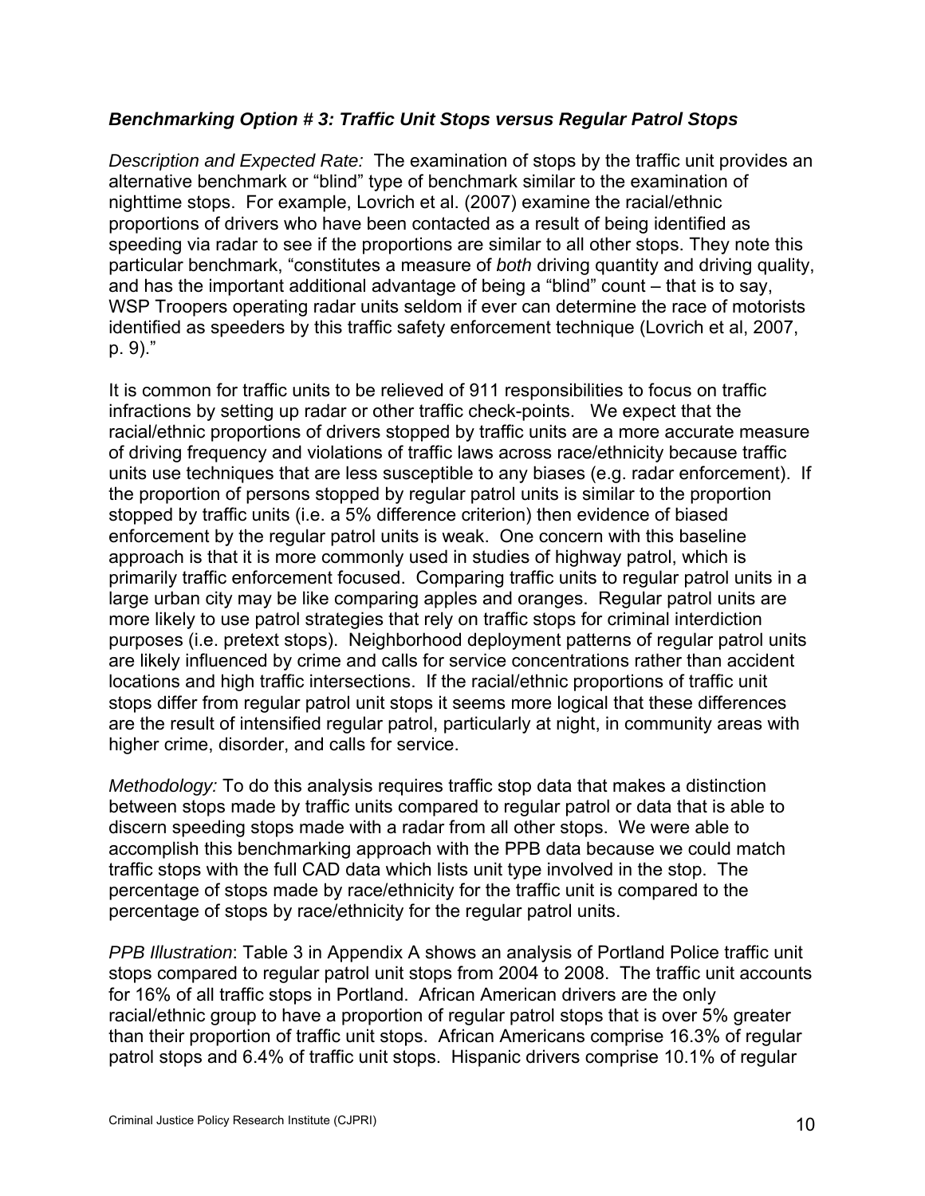### *Benchmarking Option # 3: Traffic Unit Stops versus Regular Patrol Stops*

*Description and Expected Rate:* The examination of stops by the traffic unit provides an alternative benchmark or "blind" type of benchmark similar to the examination of nighttime stops. For example, Lovrich et al. (2007) examine the racial/ethnic proportions of drivers who have been contacted as a result of being identified as speeding via radar to see if the proportions are similar to all other stops. They note this particular benchmark, "constitutes a measure of *both* driving quantity and driving quality, and has the important additional advantage of being a "blind" count – that is to say, WSP Troopers operating radar units seldom if ever can determine the race of motorists identified as speeders by this traffic safety enforcement technique (Lovrich et al, 2007, p. 9)."

It is common for traffic units to be relieved of 911 responsibilities to focus on traffic infractions by setting up radar or other traffic check-points. We expect that the racial/ethnic proportions of drivers stopped by traffic units are a more accurate measure of driving frequency and violations of traffic laws across race/ethnicity because traffic units use techniques that are less susceptible to any biases (e.g. radar enforcement). If the proportion of persons stopped by regular patrol units is similar to the proportion stopped by traffic units (i.e. a 5% difference criterion) then evidence of biased enforcement by the regular patrol units is weak. One concern with this baseline approach is that it is more commonly used in studies of highway patrol, which is primarily traffic enforcement focused. Comparing traffic units to regular patrol units in a large urban city may be like comparing apples and oranges. Regular patrol units are more likely to use patrol strategies that rely on traffic stops for criminal interdiction purposes (i.e. pretext stops). Neighborhood deployment patterns of regular patrol units are likely influenced by crime and calls for service concentrations rather than accident locations and high traffic intersections. If the racial/ethnic proportions of traffic unit stops differ from regular patrol unit stops it seems more logical that these differences are the result of intensified regular patrol, particularly at night, in community areas with higher crime, disorder, and calls for service.

*Methodology:* To do this analysis requires traffic stop data that makes a distinction between stops made by traffic units compared to regular patrol or data that is able to discern speeding stops made with a radar from all other stops. We were able to accomplish this benchmarking approach with the PPB data because we could match traffic stops with the full CAD data which lists unit type involved in the stop. The percentage of stops made by race/ethnicity for the traffic unit is compared to the percentage of stops by race/ethnicity for the regular patrol units.

*PPB Illustration*: Table 3 in Appendix A shows an analysis of Portland Police traffic unit stops compared to regular patrol unit stops from 2004 to 2008. The traffic unit accounts for 16% of all traffic stops in Portland. African American drivers are the only racial/ethnic group to have a proportion of regular patrol stops that is over 5% greater than their proportion of traffic unit stops. African Americans comprise 16.3% of regular patrol stops and 6.4% of traffic unit stops. Hispanic drivers comprise 10.1% of regular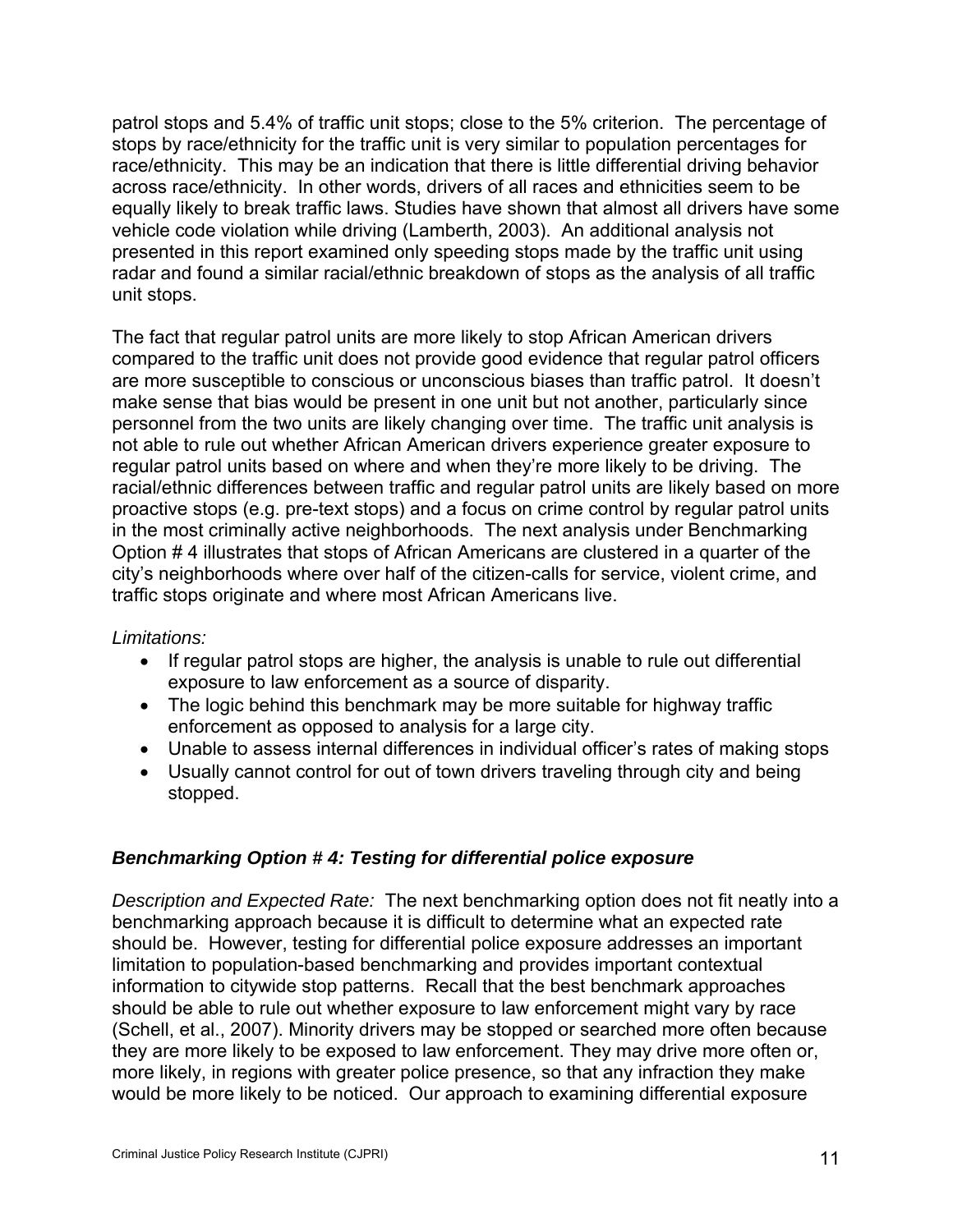patrol stops and 5.4% of traffic unit stops; close to the 5% criterion. The percentage of stops by race/ethnicity for the traffic unit is very similar to population percentages for race/ethnicity. This may be an indication that there is little differential driving behavior across race/ethnicity. In other words, drivers of all races and ethnicities seem to be equally likely to break traffic laws. Studies have shown that almost all drivers have some vehicle code violation while driving (Lamberth, 2003). An additional analysis not presented in this report examined only speeding stops made by the traffic unit using radar and found a similar racial/ethnic breakdown of stops as the analysis of all traffic unit stops.

The fact that regular patrol units are more likely to stop African American drivers compared to the traffic unit does not provide good evidence that regular patrol officers are more susceptible to conscious or unconscious biases than traffic patrol. It doesn't make sense that bias would be present in one unit but not another, particularly since personnel from the two units are likely changing over time. The traffic unit analysis is not able to rule out whether African American drivers experience greater exposure to regular patrol units based on where and when they're more likely to be driving. The racial/ethnic differences between traffic and regular patrol units are likely based on more proactive stops (e.g. pre-text stops) and a focus on crime control by regular patrol units in the most criminally active neighborhoods. The next analysis under Benchmarking Option # 4 illustrates that stops of African Americans are clustered in a quarter of the city's neighborhoods where over half of the citizen-calls for service, violent crime, and traffic stops originate and where most African Americans live.

*Limitations:*

- If regular patrol stops are higher, the analysis is unable to rule out differential exposure to law enforcement as a source of disparity.
- The logic behind this benchmark may be more suitable for highway traffic enforcement as opposed to analysis for a large city.
- Unable to assess internal differences in individual officer's rates of making stops
- Usually cannot control for out of town drivers traveling through city and being stopped.

### *Benchmarking Option # 4: Testing for differential police exposure*

*Description and Expected Rate:* The next benchmarking option does not fit neatly into a benchmarking approach because it is difficult to determine what an expected rate should be. However, testing for differential police exposure addresses an important limitation to population-based benchmarking and provides important contextual information to citywide stop patterns. Recall that the best benchmark approaches should be able to rule out whether exposure to law enforcement might vary by race (Schell, et al., 2007). Minority drivers may be stopped or searched more often because they are more likely to be exposed to law enforcement. They may drive more often or, more likely, in regions with greater police presence, so that any infraction they make would be more likely to be noticed. Our approach to examining differential exposure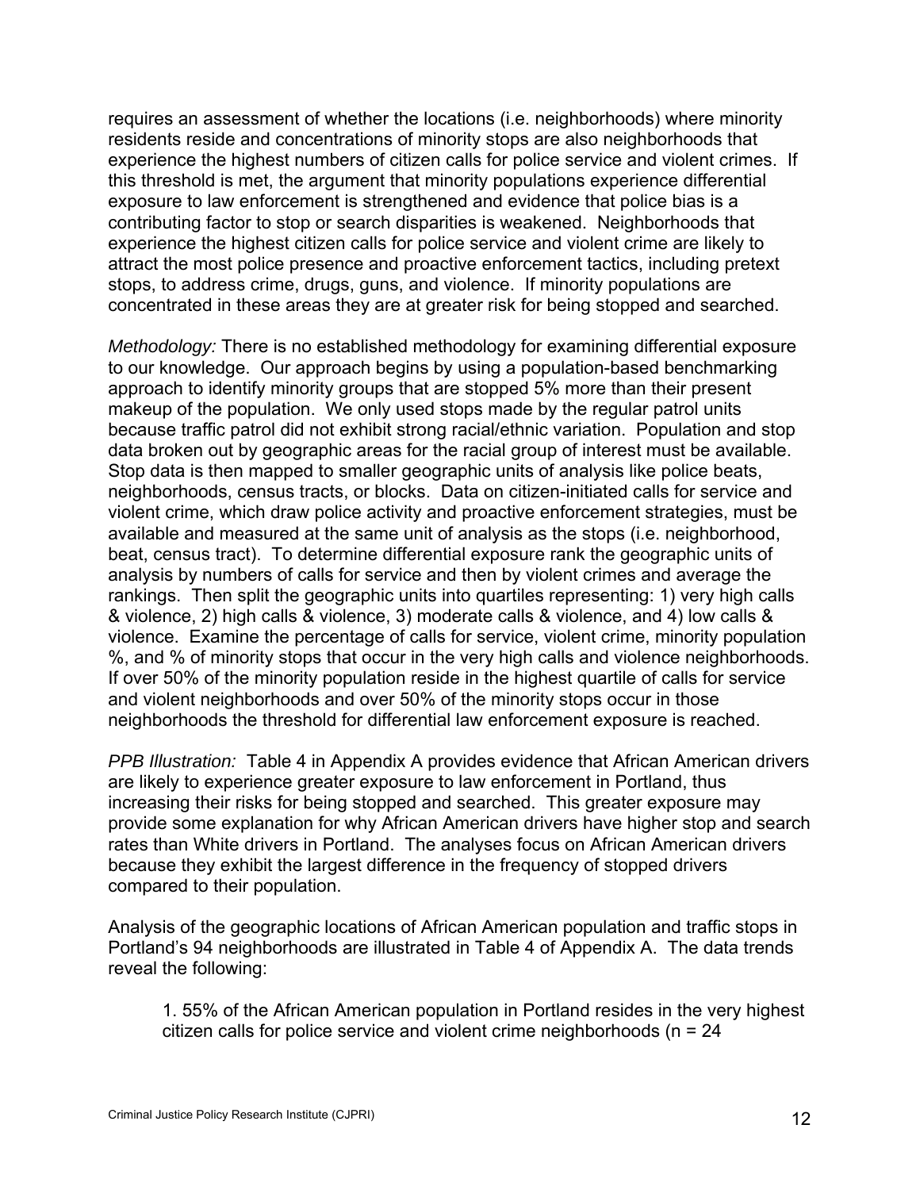requires an assessment of whether the locations (i.e. neighborhoods) where minority residents reside and concentrations of minority stops are also neighborhoods that experience the highest numbers of citizen calls for police service and violent crimes. If this threshold is met, the argument that minority populations experience differential exposure to law enforcement is strengthened and evidence that police bias is a contributing factor to stop or search disparities is weakened. Neighborhoods that experience the highest citizen calls for police service and violent crime are likely to attract the most police presence and proactive enforcement tactics, including pretext stops, to address crime, drugs, guns, and violence. If minority populations are concentrated in these areas they are at greater risk for being stopped and searched.

*Methodology:* There is no established methodology for examining differential exposure to our knowledge. Our approach begins by using a population-based benchmarking approach to identify minority groups that are stopped 5% more than their present makeup of the population. We only used stops made by the regular patrol units because traffic patrol did not exhibit strong racial/ethnic variation. Population and stop data broken out by geographic areas for the racial group of interest must be available. Stop data is then mapped to smaller geographic units of analysis like police beats, neighborhoods, census tracts, or blocks. Data on citizen-initiated calls for service and violent crime, which draw police activity and proactive enforcement strategies, must be available and measured at the same unit of analysis as the stops (i.e. neighborhood, beat, census tract). To determine differential exposure rank the geographic units of analysis by numbers of calls for service and then by violent crimes and average the rankings. Then split the geographic units into quartiles representing: 1) very high calls & violence, 2) high calls & violence, 3) moderate calls & violence, and 4) low calls & violence. Examine the percentage of calls for service, violent crime, minority population %, and % of minority stops that occur in the very high calls and violence neighborhoods. If over 50% of the minority population reside in the highest quartile of calls for service and violent neighborhoods and over 50% of the minority stops occur in those neighborhoods the threshold for differential law enforcement exposure is reached.

*PPB Illustration:* Table 4 in Appendix A provides evidence that African American drivers are likely to experience greater exposure to law enforcement in Portland, thus increasing their risks for being stopped and searched. This greater exposure may provide some explanation for why African American drivers have higher stop and search rates than White drivers in Portland. The analyses focus on African American drivers because they exhibit the largest difference in the frequency of stopped drivers compared to their population.

Analysis of the geographic locations of African American population and traffic stops in Portland's 94 neighborhoods are illustrated in Table 4 of Appendix A. The data trends reveal the following:

1. 55% of the African American population in Portland resides in the very highest citizen calls for police service and violent crime neighborhoods (n = 24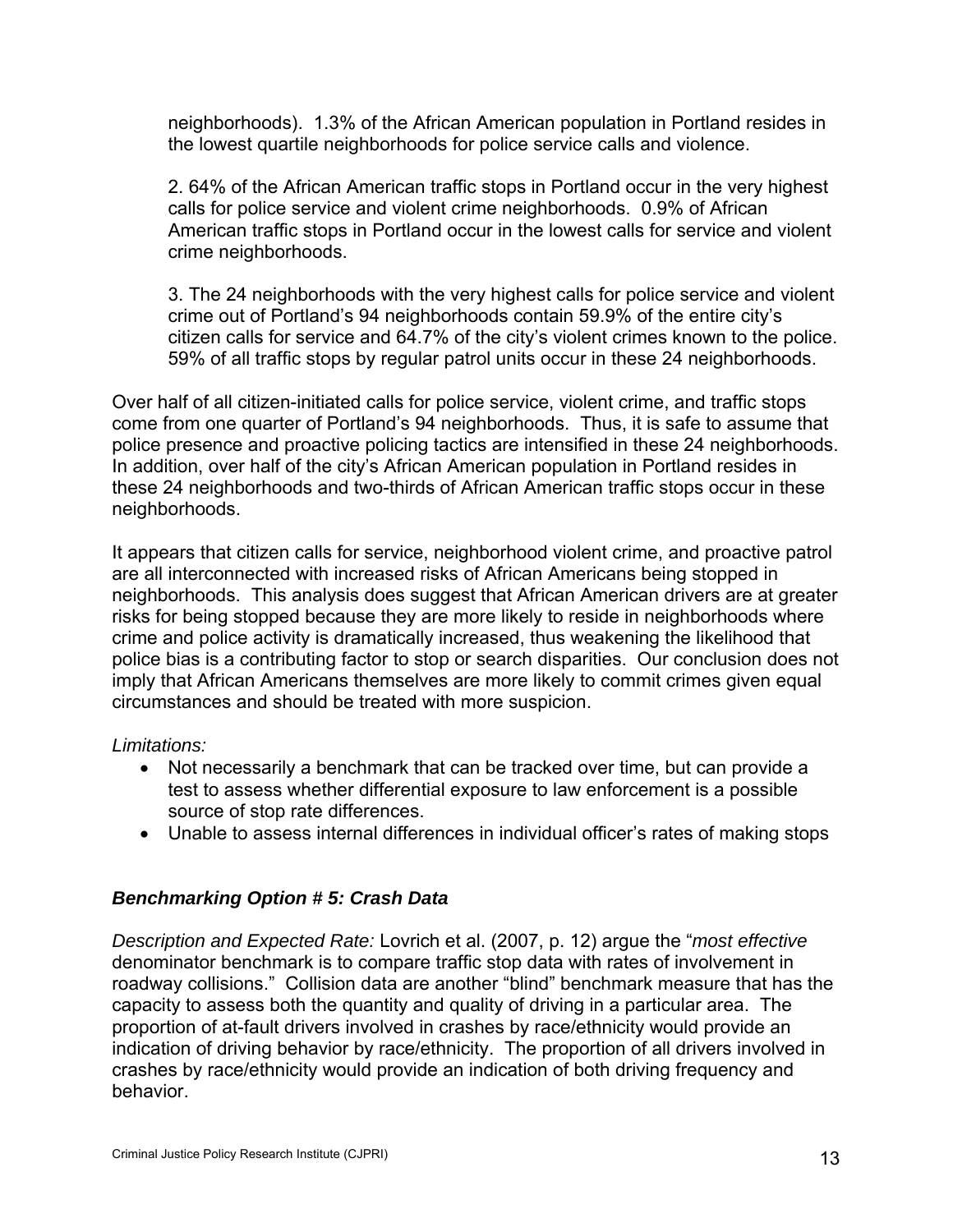neighborhoods). 1.3% of the African American population in Portland resides in the lowest quartile neighborhoods for police service calls and violence.

2. 64% of the African American traffic stops in Portland occur in the very highest calls for police service and violent crime neighborhoods. 0.9% of African American traffic stops in Portland occur in the lowest calls for service and violent crime neighborhoods.

3. The 24 neighborhoods with the very highest calls for police service and violent crime out of Portland's 94 neighborhoods contain 59.9% of the entire city's citizen calls for service and 64.7% of the city's violent crimes known to the police. 59% of all traffic stops by regular patrol units occur in these 24 neighborhoods.

Over half of all citizen-initiated calls for police service, violent crime, and traffic stops come from one quarter of Portland's 94 neighborhoods. Thus, it is safe to assume that police presence and proactive policing tactics are intensified in these 24 neighborhoods. In addition, over half of the city's African American population in Portland resides in these 24 neighborhoods and two-thirds of African American traffic stops occur in these neighborhoods.

It appears that citizen calls for service, neighborhood violent crime, and proactive patrol are all interconnected with increased risks of African Americans being stopped in neighborhoods. This analysis does suggest that African American drivers are at greater risks for being stopped because they are more likely to reside in neighborhoods where crime and police activity is dramatically increased, thus weakening the likelihood that police bias is a contributing factor to stop or search disparities. Our conclusion does not imply that African Americans themselves are more likely to commit crimes given equal circumstances and should be treated with more suspicion.

*Limitations:*

- Not necessarily a benchmark that can be tracked over time, but can provide a test to assess whether differential exposure to law enforcement is a possible source of stop rate differences.
- Unable to assess internal differences in individual officer's rates of making stops

### ***Benchmarking Option # 5: Crash Data***

*Description and Expected Rate:* Lovrich et al. (2007, p. 12) argue the "*most effective* denominator benchmark is to compare traffic stop data with rates of involvement in roadway collisions." Collision data are another "blind" benchmark measure that has the capacity to assess both the quantity and quality of driving in a particular area. The proportion of at-fault drivers involved in crashes by race/ethnicity would provide an indication of driving behavior by race/ethnicity. The proportion of all drivers involved in crashes by race/ethnicity would provide an indication of both driving frequency and behavior.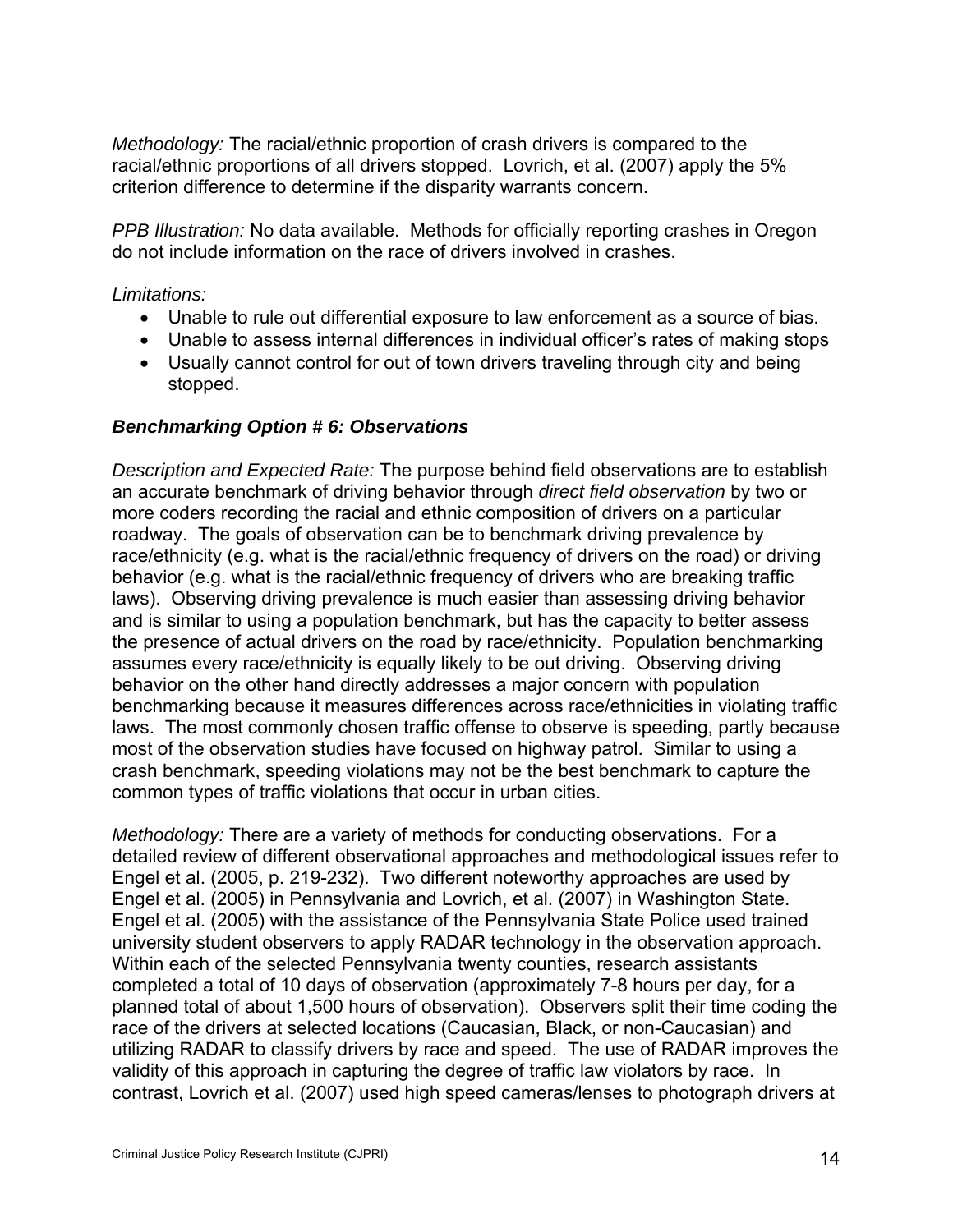*Methodology:* The racial/ethnic proportion of crash drivers is compared to the racial/ethnic proportions of all drivers stopped. Lovrich, et al. (2007) apply the 5% criterion difference to determine if the disparity warrants concern.

*PPB Illustration:* No data available. Methods for officially reporting crashes in Oregon do not include information on the race of drivers involved in crashes.

*Limitations:*

- Unable to rule out differential exposure to law enforcement as a source of bias.
- Unable to assess internal differences in individual officer's rates of making stops
- Usually cannot control for out of town drivers traveling through city and being stopped.

### *Benchmarking Option # 6: Observations*

*Description and Expected Rate:* The purpose behind field observations are to establish an accurate benchmark of driving behavior through *direct field observation* by two or more coders recording the racial and ethnic composition of drivers on a particular roadway. The goals of observation can be to benchmark driving prevalence by race/ethnicity (e.g. what is the racial/ethnic frequency of drivers on the road) or driving behavior (e.g. what is the racial/ethnic frequency of drivers who are breaking traffic laws). Observing driving prevalence is much easier than assessing driving behavior and is similar to using a population benchmark, but has the capacity to better assess the presence of actual drivers on the road by race/ethnicity. Population benchmarking assumes every race/ethnicity is equally likely to be out driving. Observing driving behavior on the other hand directly addresses a major concern with population benchmarking because it measures differences across race/ethnicities in violating traffic laws. The most commonly chosen traffic offense to observe is speeding, partly because most of the observation studies have focused on highway patrol. Similar to using a crash benchmark, speeding violations may not be the best benchmark to capture the common types of traffic violations that occur in urban cities.

*Methodology:* There are a variety of methods for conducting observations. For a detailed review of different observational approaches and methodological issues refer to Engel et al. (2005, p. 219-232). Two different noteworthy approaches are used by Engel et al. (2005) in Pennsylvania and Lovrich, et al. (2007) in Washington State. Engel et al. (2005) with the assistance of the Pennsylvania State Police used trained university student observers to apply RADAR technology in the observation approach. Within each of the selected Pennsylvania twenty counties, research assistants completed a total of 10 days of observation (approximately 7-8 hours per day, for a planned total of about 1,500 hours of observation). Observers split their time coding the race of the drivers at selected locations (Caucasian, Black, or non-Caucasian) and utilizing RADAR to classify drivers by race and speed. The use of RADAR improves the validity of this approach in capturing the degree of traffic law violators by race. In contrast, Lovrich et al. (2007) used high speed cameras/lenses to photograph drivers at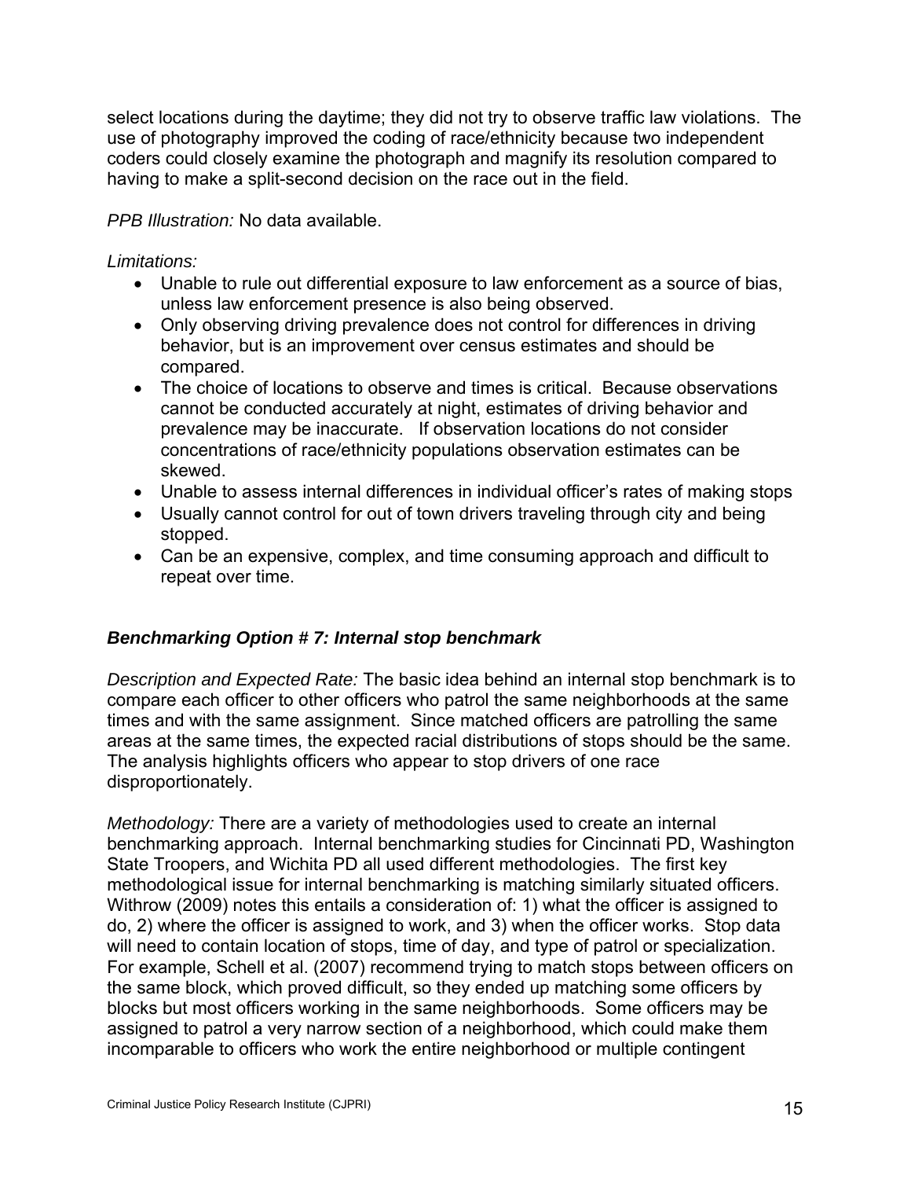select locations during the daytime; they did not try to observe traffic law violations. The use of photography improved the coding of race/ethnicity because two independent coders could closely examine the photograph and magnify its resolution compared to having to make a split-second decision on the race out in the field.

*PPB Illustration:* No data available.

*Limitations:*

- Unable to rule out differential exposure to law enforcement as a source of bias, unless law enforcement presence is also being observed.
- Only observing driving prevalence does not control for differences in driving behavior, but is an improvement over census estimates and should be compared.
- The choice of locations to observe and times is critical. Because observations cannot be conducted accurately at night, estimates of driving behavior and prevalence may be inaccurate. If observation locations do not consider concentrations of race/ethnicity populations observation estimates can be skewed.
- Unable to assess internal differences in individual officer's rates of making stops
- Usually cannot control for out of town drivers traveling through city and being stopped.
- Can be an expensive, complex, and time consuming approach and difficult to repeat over time.

### *Benchmarking Option # 7: Internal stop benchmark*

*Description and Expected Rate:* The basic idea behind an internal stop benchmark is to compare each officer to other officers who patrol the same neighborhoods at the same times and with the same assignment. Since matched officers are patrolling the same areas at the same times, the expected racial distributions of stops should be the same. The analysis highlights officers who appear to stop drivers of one race disproportionately.

*Methodology:* There are a variety of methodologies used to create an internal benchmarking approach. Internal benchmarking studies for Cincinnati PD, Washington State Troopers, and Wichita PD all used different methodologies. The first key methodological issue for internal benchmarking is matching similarly situated officers. Withrow (2009) notes this entails a consideration of: 1) what the officer is assigned to do, 2) where the officer is assigned to work, and 3) when the officer works. Stop data will need to contain location of stops, time of day, and type of patrol or specialization. For example, Schell et al. (2007) recommend trying to match stops between officers on the same block, which proved difficult, so they ended up matching some officers by blocks but most officers working in the same neighborhoods. Some officers may be assigned to patrol a very narrow section of a neighborhood, which could make them incomparable to officers who work the entire neighborhood or multiple contingent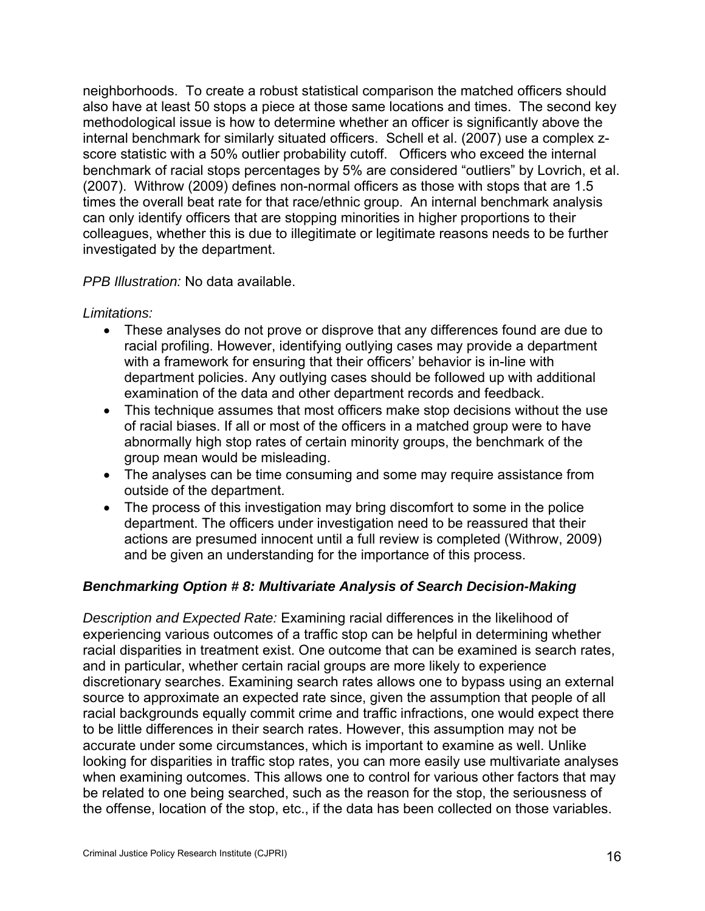neighborhoods. To create a robust statistical comparison the matched officers should also have at least 50 stops a piece at those same locations and times. The second key methodological issue is how to determine whether an officer is significantly above the internal benchmark for similarly situated officers. Schell et al. (2007) use a complex z-score statistic with a 50% outlier probability cutoff. Officers who exceed the internal benchmark of racial stops percentages by 5% are considered "outliers" by Lovrich, et al. (2007). Withrow (2009) defines non-normal officers as those with stops that are 1.5 times the overall beat rate for that race/ethnic group. An internal benchmark analysis can only identify officers that are stopping minorities in higher proportions to their colleagues, whether this is due to illegitimate or legitimate reasons needs to be further investigated by the department.

*PPB Illustration:* No data available.

*Limitations:*

- These analyses do not prove or disprove that any differences found are due to racial profiling. However, identifying outlying cases may provide a department with a framework for ensuring that their officers' behavior is in-line with department policies. Any outlying cases should be followed up with additional examination of the data and other department records and feedback.
- This technique assumes that most officers make stop decisions without the use of racial biases. If all or most of the officers in a matched group were to have abnormally high stop rates of certain minority groups, the benchmark of the group mean would be misleading.
- The analyses can be time consuming and some may require assistance from outside of the department.
- The process of this investigation may bring discomfort to some in the police department. The officers under investigation need to be reassured that their actions are presumed innocent until a full review is completed (Withrow, 2009) and be given an understanding for the importance of this process.

### *Benchmarking Option # 8: Multivariate Analysis of Search Decision-Making*

*Description and Expected Rate:* Examining racial differences in the likelihood of experiencing various outcomes of a traffic stop can be helpful in determining whether racial disparities in treatment exist. One outcome that can be examined is search rates, and in particular, whether certain racial groups are more likely to experience discretionary searches. Examining search rates allows one to bypass using an external source to approximate an expected rate since, given the assumption that people of all racial backgrounds equally commit crime and traffic infractions, one would expect there to be little differences in their search rates. However, this assumption may not be accurate under some circumstances, which is important to examine as well. Unlike looking for disparities in traffic stop rates, you can more easily use multivariate analyses when examining outcomes. This allows one to control for various other factors that may be related to one being searched, such as the reason for the stop, the seriousness of the offense, location of the stop, etc., if the data has been collected on those variables.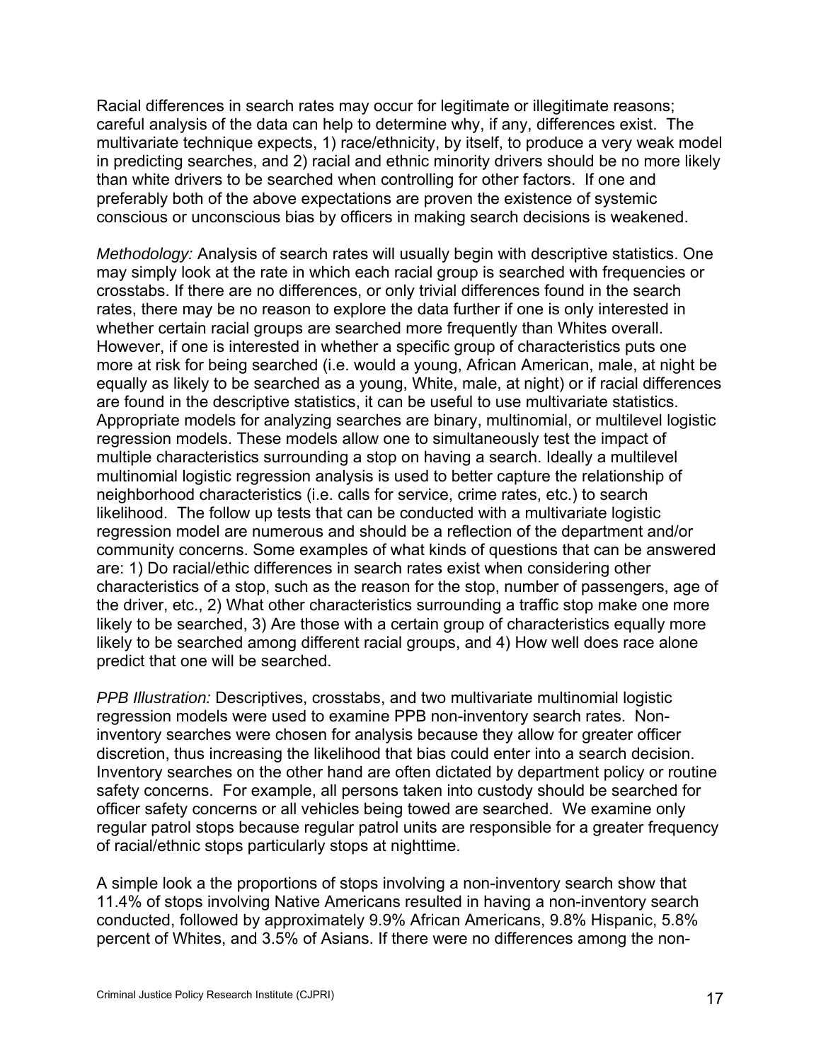Racial differences in search rates may occur for legitimate or illegitimate reasons; careful analysis of the data can help to determine why, if any, differences exist. The multivariate technique expects, 1) race/ethnicity, by itself, to produce a very weak model in predicting searches, and 2) racial and ethnic minority drivers should be no more likely than white drivers to be searched when controlling for other factors. If one and preferably both of the above expectations are proven the existence of systemic conscious or unconscious bias by officers in making search decisions is weakened.

*Methodology:* Analysis of search rates will usually begin with descriptive statistics. One may simply look at the rate in which each racial group is searched with frequencies or crosstabs. If there are no differences, or only trivial differences found in the search rates, there may be no reason to explore the data further if one is only interested in whether certain racial groups are searched more frequently than Whites overall. However, if one is interested in whether a specific group of characteristics puts one more at risk for being searched (i.e. would a young, African American, male, at night be equally as likely to be searched as a young, White, male, at night) or if racial differences are found in the descriptive statistics, it can be useful to use multivariate statistics. Appropriate models for analyzing searches are binary, multinomial, or multilevel logistic regression models. These models allow one to simultaneously test the impact of multiple characteristics surrounding a stop on having a search. Ideally a multilevel multinomial logistic regression analysis is used to better capture the relationship of neighborhood characteristics (i.e. calls for service, crime rates, etc.) to search likelihood. The follow up tests that can be conducted with a multivariate logistic regression model are numerous and should be a reflection of the department and/or community concerns. Some examples of what kinds of questions that can be answered are: 1) Do racial/ethic differences in search rates exist when considering other characteristics of a stop, such as the reason for the stop, number of passengers, age of the driver, etc., 2) What other characteristics surrounding a traffic stop make one more likely to be searched, 3) Are those with a certain group of characteristics equally more likely to be searched among different racial groups, and 4) How well does race alone predict that one will be searched.

*PPB Illustration:* Descriptives, crosstabs, and two multivariate multinomial logistic regression models were used to examine PPB non-inventory search rates. Non-inventory searches were chosen for analysis because they allow for greater officer discretion, thus increasing the likelihood that bias could enter into a search decision. Inventory searches on the other hand are often dictated by department policy or routine safety concerns. For example, all persons taken into custody should be searched for officer safety concerns or all vehicles being towed are searched. We examine only regular patrol stops because regular patrol units are responsible for a greater frequency of racial/ethnic stops particularly stops at nighttime.

A simple look a the proportions of stops involving a non-inventory search show that 11.4% of stops involving Native Americans resulted in having a non-inventory search conducted, followed by approximately 9.9% African Americans, 9.8% Hispanic, 5.8% percent of Whites, and 3.5% of Asians. If there were no differences among the non-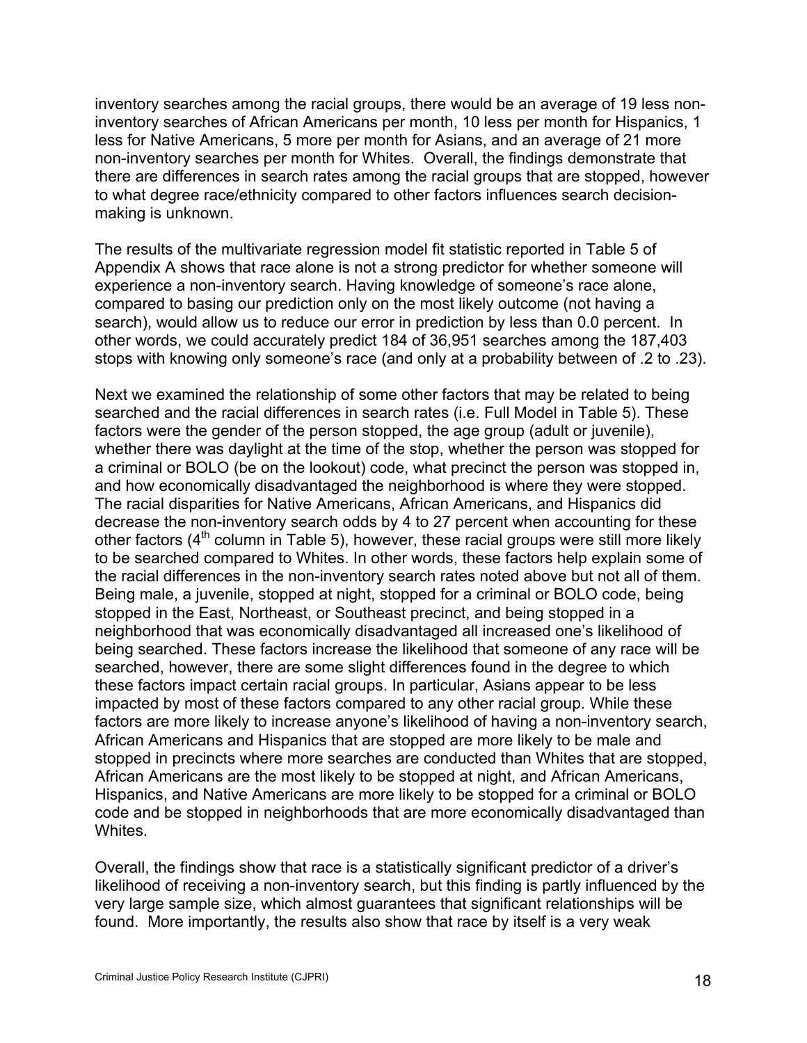inventory searches among the racial groups, there would be an average of 19 less non-inventory searches of African Americans per month, 10 less per month for Hispanics, 1 less for Native Americans, 5 more per month for Asians, and an average of 21 more non-inventory searches per month for Whites. Overall, the findings demonstrate that there are differences in search rates among the racial groups that are stopped, however to what degree race/ethnicity compared to other factors influences search decision-making is unknown.

The results of the multivariate regression model fit statistic reported in Table 5 of Appendix A shows that race alone is not a strong predictor for whether someone will experience a non-inventory search. Having knowledge of someone's race alone, compared to basing our prediction only on the most likely outcome (not having a search), would allow us to reduce our error in prediction by less than 0.0 percent. In other words, we could accurately predict 184 of 36,951 searches among the 187,403 stops with knowing only someone's race (and only at a probability between of .2 to .23).

Next we examined the relationship of some other factors that may be related to being searched and the racial differences in search rates (i.e. Full Model in Table 5). These factors were the gender of the person stopped, the age group (adult or juvenile), whether there was daylight at the time of the stop, whether the person was stopped for a criminal or BOLO (be on the lookout) code, what precinct the person was stopped in, and how economically disadvantaged the neighborhood is where they were stopped. The racial disparities for Native Americans, African Americans, and Hispanics did decrease the non-inventory search odds by 4 to 27 percent when accounting for these other factors (4th column in Table 5), however, these racial groups were still more likely to be searched compared to Whites. In other words, these factors help explain some of the racial differences in the non-inventory search rates noted above but not all of them. Being male, a juvenile, stopped at night, stopped for a criminal or BOLO code, being stopped in the East, Northeast, or Southeast precinct, and being stopped in a neighborhood that was economically disadvantaged all increased one's likelihood of being searched. These factors increase the likelihood that someone of any race will be searched, however, there are some slight differences found in the degree to which these factors impact certain racial groups. In particular, Asians appear to be less impacted by most of these factors compared to any other racial group. While these factors are more likely to increase anyone's likelihood of having a non-inventory search, African Americans and Hispanics that are stopped are more likely to be male and stopped in precincts where more searches are conducted than Whites that are stopped, African Americans are the most likely to be stopped at night, and African Americans, Hispanics, and Native Americans are more likely to be stopped for a criminal or BOLO code and be stopped in neighborhoods that are more economically disadvantaged than Whites.

Overall, the findings show that race is a statistically significant predictor of a driver's likelihood of receiving a non-inventory search, but this finding is partly influenced by the very large sample size, which almost guarantees that significant relationships will be found. More importantly, the results also show that race by itself is a very weak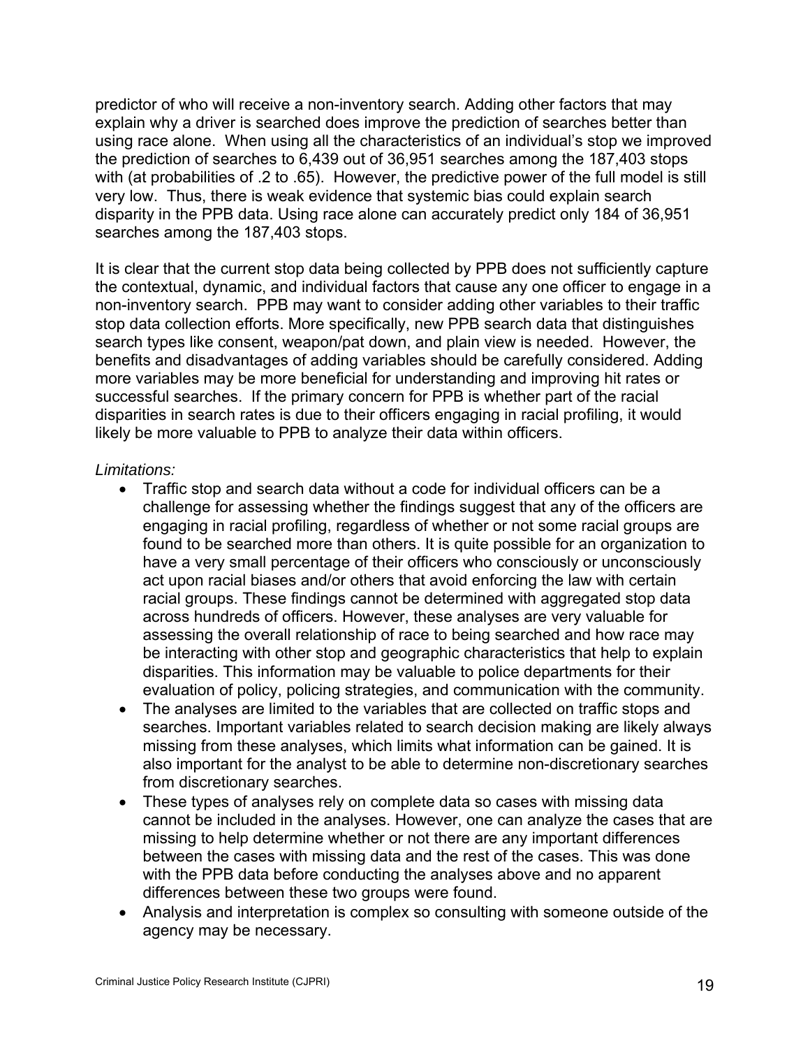predictor of who will receive a non-inventory search. Adding other factors that may explain why a driver is searched does improve the prediction of searches better than using race alone. When using all the characteristics of an individual's stop we improved the prediction of searches to 6,439 out of 36,951 searches among the 187,403 stops with (at probabilities of .2 to .65). However, the predictive power of the full model is still very low. Thus, there is weak evidence that systemic bias could explain search disparity in the PPB data. Using race alone can accurately predict only 184 of 36,951 searches among the 187,403 stops.

It is clear that the current stop data being collected by PPB does not sufficiently capture the contextual, dynamic, and individual factors that cause any one officer to engage in a non-inventory search. PPB may want to consider adding other variables to their traffic stop data collection efforts. More specifically, new PPB search data that distinguishes search types like consent, weapon/pat down, and plain view is needed. However, the benefits and disadvantages of adding variables should be carefully considered. Adding more variables may be more beneficial for understanding and improving hit rates or successful searches. If the primary concern for PPB is whether part of the racial disparities in search rates is due to their officers engaging in racial profiling, it would likely be more valuable to PPB to analyze their data within officers.

*Limitations:*

- Traffic stop and search data without a code for individual officers can be a challenge for assessing whether the findings suggest that any of the officers are engaging in racial profiling, regardless of whether or not some racial groups are found to be searched more than others. It is quite possible for an organization to have a very small percentage of their officers who consciously or unconsciously act upon racial biases and/or others that avoid enforcing the law with certain racial groups. These findings cannot be determined with aggregated stop data across hundreds of officers. However, these analyses are very valuable for assessing the overall relationship of race to being searched and how race may be interacting with other stop and geographic characteristics that help to explain disparities. This information may be valuable to police departments for their evaluation of policy, policing strategies, and communication with the community.
- The analyses are limited to the variables that are collected on traffic stops and searches. Important variables related to search decision making are likely always missing from these analyses, which limits what information can be gained. It is also important for the analyst to be able to determine non-discretionary searches from discretionary searches.
- These types of analyses rely on complete data so cases with missing data cannot be included in the analyses. However, one can analyze the cases that are missing to help determine whether or not there are any important differences between the cases with missing data and the rest of the cases. This was done with the PPB data before conducting the analyses above and no apparent differences between these two groups were found.
- Analysis and interpretation is complex so consulting with someone outside of the agency may be necessary.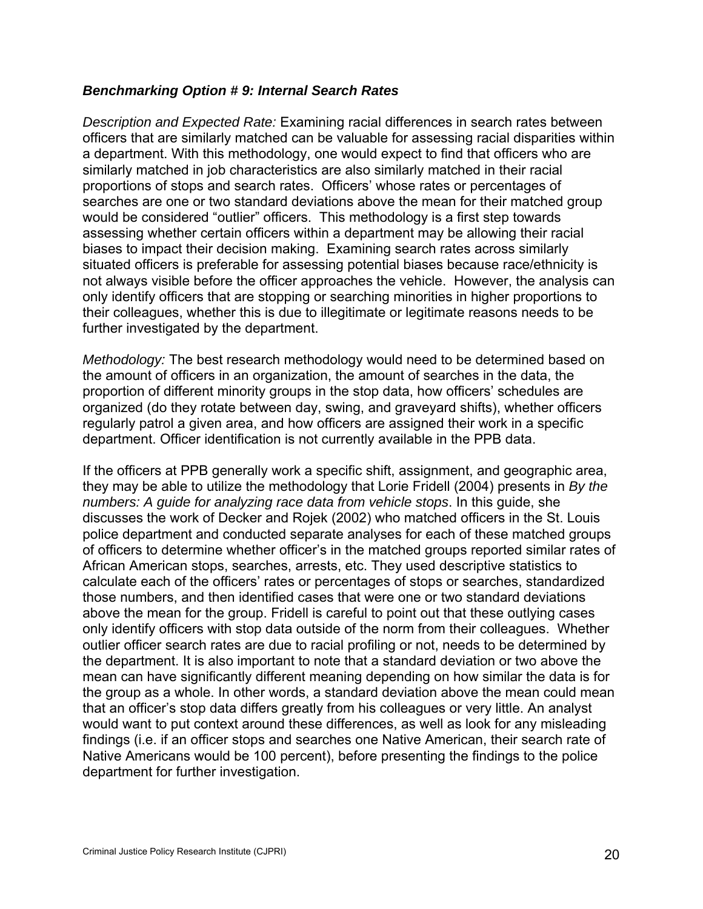### *Benchmarking Option # 9: Internal Search Rates*

*Description and Expected Rate:* Examining racial differences in search rates between officers that are similarly matched can be valuable for assessing racial disparities within a department. With this methodology, one would expect to find that officers who are similarly matched in job characteristics are also similarly matched in their racial proportions of stops and search rates. Officers' whose rates or percentages of searches are one or two standard deviations above the mean for their matched group would be considered "outlier" officers. This methodology is a first step towards assessing whether certain officers within a department may be allowing their racial biases to impact their decision making. Examining search rates across similarly situated officers is preferable for assessing potential biases because race/ethnicity is not always visible before the officer approaches the vehicle. However, the analysis can only identify officers that are stopping or searching minorities in higher proportions to their colleagues, whether this is due to illegitimate or legitimate reasons needs to be further investigated by the department.

*Methodology:* The best research methodology would need to be determined based on the amount of officers in an organization, the amount of searches in the data, the proportion of different minority groups in the stop data, how officers' schedules are organized (do they rotate between day, swing, and graveyard shifts), whether officers regularly patrol a given area, and how officers are assigned their work in a specific department. Officer identification is not currently available in the PPB data.

If the officers at PPB generally work a specific shift, assignment, and geographic area, they may be able to utilize the methodology that Lorie Fridell (2004) presents in *By the numbers: A guide for analyzing race data from vehicle stops*. In this guide, she discusses the work of Decker and Rojek (2002) who matched officers in the St. Louis police department and conducted separate analyses for each of these matched groups of officers to determine whether officer's in the matched groups reported similar rates of African American stops, searches, arrests, etc. They used descriptive statistics to calculate each of the officers' rates or percentages of stops or searches, standardized those numbers, and then identified cases that were one or two standard deviations above the mean for the group. Fridell is careful to point out that these outlying cases only identify officers with stop data outside of the norm from their colleagues. Whether outlier officer search rates are due to racial profiling or not, needs to be determined by the department. It is also important to note that a standard deviation or two above the mean can have significantly different meaning depending on how similar the data is for the group as a whole. In other words, a standard deviation above the mean could mean that an officer's stop data differs greatly from his colleagues or very little. An analyst would want to put context around these differences, as well as look for any misleading findings (i.e. if an officer stops and searches one Native American, their search rate of Native Americans would be 100 percent), before presenting the findings to the police department for further investigation.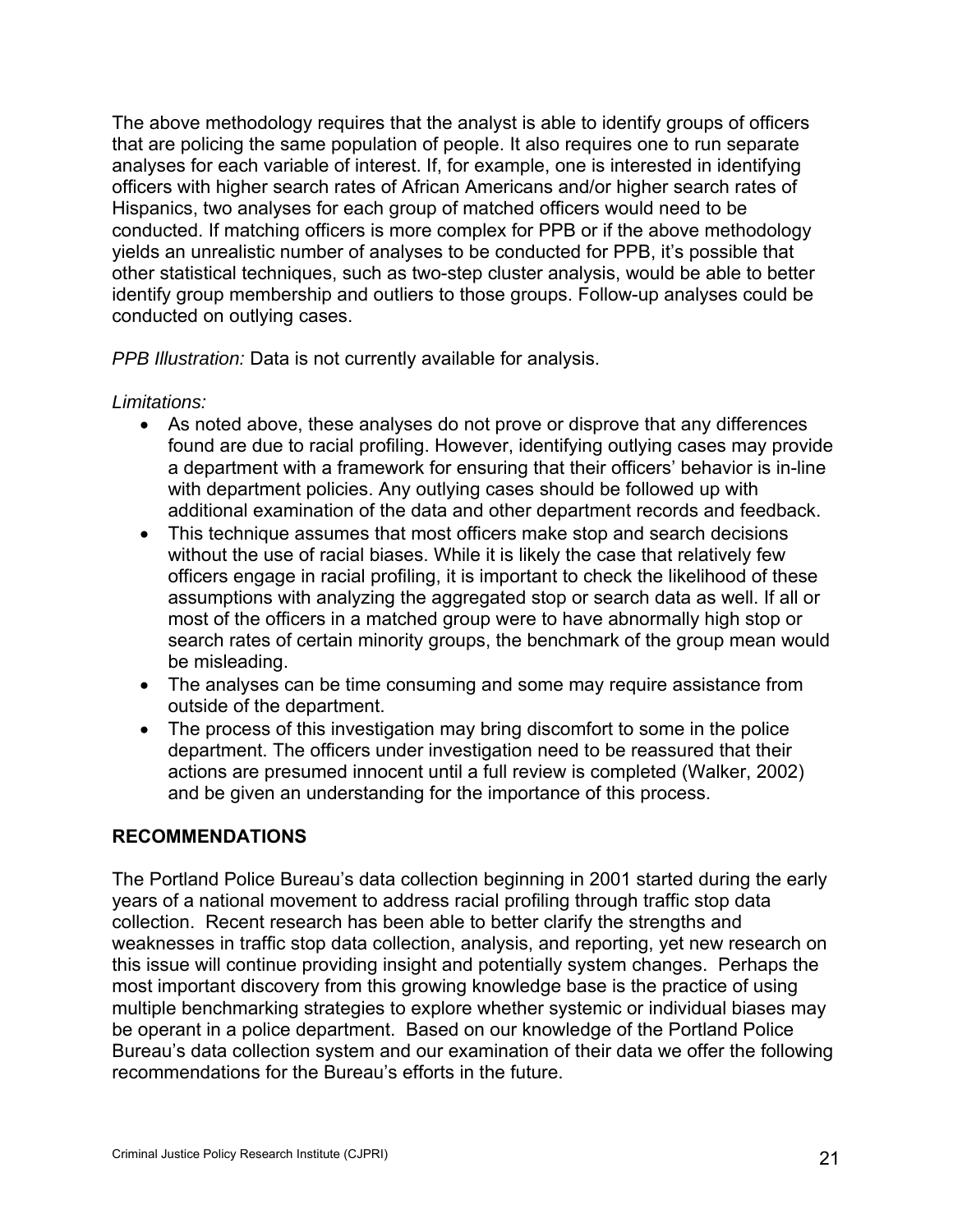The above methodology requires that the analyst is able to identify groups of officers that are policing the same population of people. It also requires one to run separate analyses for each variable of interest. If, for example, one is interested in identifying officers with higher search rates of African Americans and/or higher search rates of Hispanics, two analyses for each group of matched officers would need to be conducted. If matching officers is more complex for PPB or if the above methodology yields an unrealistic number of analyses to be conducted for PPB, it's possible that other statistical techniques, such as two-step cluster analysis, would be able to better identify group membership and outliers to those groups. Follow-up analyses could be conducted on outlying cases.

*PPB Illustration:* Data is not currently available for analysis.

*Limitations:*

- As noted above, these analyses do not prove or disprove that any differences found are due to racial profiling. However, identifying outlying cases may provide a department with a framework for ensuring that their officers' behavior is in-line with department policies. Any outlying cases should be followed up with additional examination of the data and other department records and feedback.
- This technique assumes that most officers make stop and search decisions without the use of racial biases. While it is likely the case that relatively few officers engage in racial profiling, it is important to check the likelihood of these assumptions with analyzing the aggregated stop or search data as well. If all or most of the officers in a matched group were to have abnormally high stop or search rates of certain minority groups, the benchmark of the group mean would be misleading.
- The analyses can be time consuming and some may require assistance from outside of the department.
- The process of this investigation may bring discomfort to some in the police department. The officers under investigation need to be reassured that their actions are presumed innocent until a full review is completed (Walker, 2002) and be given an understanding for the importance of this process.

## RECOMMENDATIONS

The Portland Police Bureau's data collection beginning in 2001 started during the early years of a national movement to address racial profiling through traffic stop data collection. Recent research has been able to better clarify the strengths and weaknesses in traffic stop data collection, analysis, and reporting, yet new research on this issue will continue providing insight and potentially system changes. Perhaps the most important discovery from this growing knowledge base is the practice of using multiple benchmarking strategies to explore whether systemic or individual biases may be operant in a police department. Based on our knowledge of the Portland Police Bureau's data collection system and our examination of their data we offer the following recommendations for the Bureau's efforts in the future.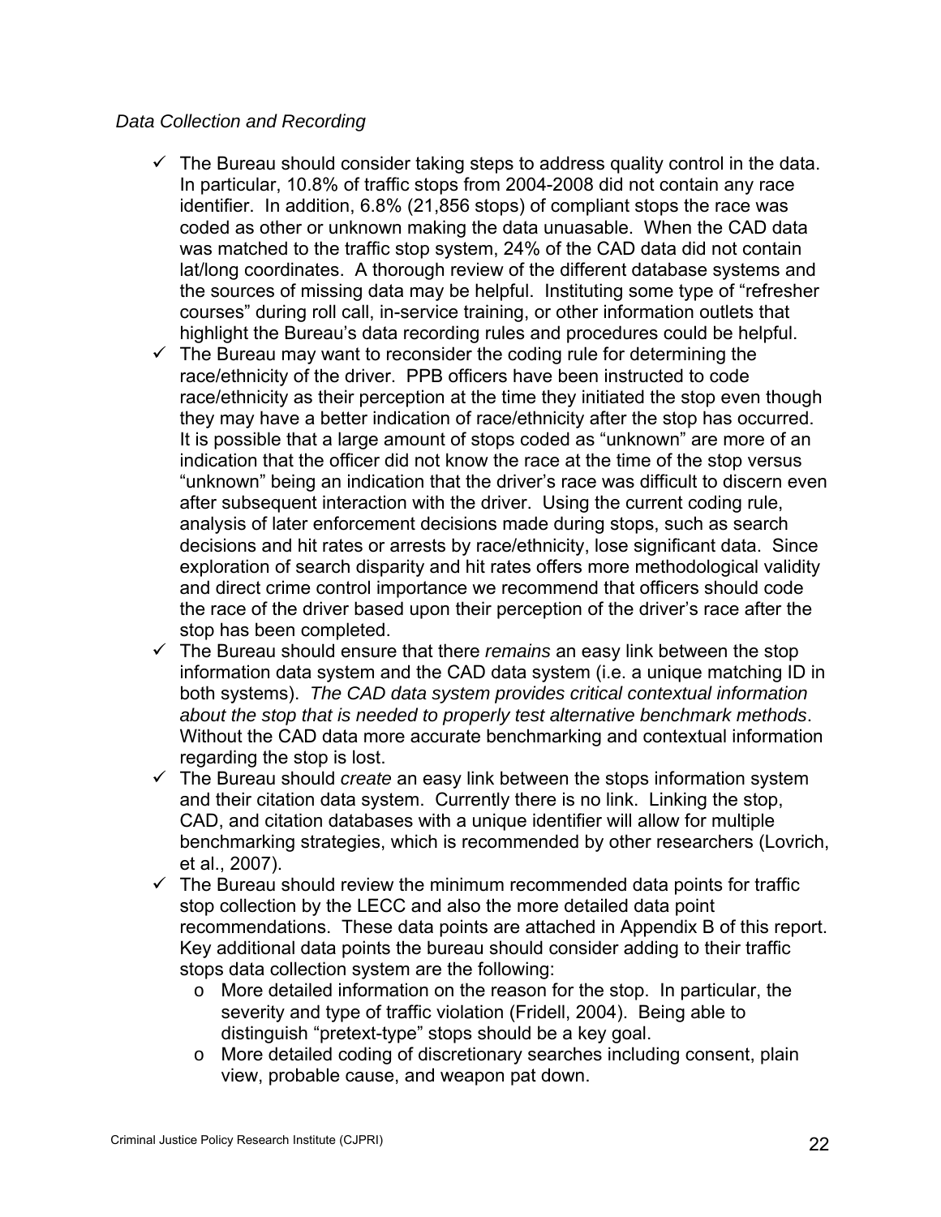*Data Collection and Recording*

- ✓ The Bureau should consider taking steps to address quality control in the data. In particular, 10.8% of traffic stops from 2004-2008 did not contain any race identifier. In addition, 6.8% (21,856 stops) of compliant stops the race was coded as other or unknown making the data unuasable. When the CAD data was matched to the traffic stop system, 24% of the CAD data did not contain lat/long coordinates. A thorough review of the different database systems and the sources of missing data may be helpful. Instituting some type of "refresher courses" during roll call, in-service training, or other information outlets that highlight the Bureau's data recording rules and procedures could be helpful.
- ✓ The Bureau may want to reconsider the coding rule for determining the race/ethnicity of the driver. PPB officers have been instructed to code race/ethnicity as their perception at the time they initiated the stop even though they may have a better indication of race/ethnicity after the stop has occurred. It is possible that a large amount of stops coded as "unknown" are more of an indication that the officer did not know the race at the time of the stop versus "unknown" being an indication that the driver's race was difficult to discern even after subsequent interaction with the driver. Using the current coding rule, analysis of later enforcement decisions made during stops, such as search decisions and hit rates or arrests by race/ethnicity, lose significant data. Since exploration of search disparity and hit rates offers more methodological validity and direct crime control importance we recommend that officers should code the race of the driver based upon their perception of the driver's race after the stop has been completed.
- ✓ The Bureau should ensure that there *remains* an easy link between the stop information data system and the CAD data system (i.e. a unique matching ID in both systems). *The CAD data system provides critical contextual information about the stop that is needed to properly test alternative benchmark methods*. Without the CAD data more accurate benchmarking and contextual information regarding the stop is lost.
- ✓ The Bureau should *create* an easy link between the stops information system and their citation data system. Currently there is no link. Linking the stop, CAD, and citation databases with a unique identifier will allow for multiple benchmarking strategies, which is recommended by other researchers (Lovrich, et al., 2007).
- ✓ The Bureau should review the minimum recommended data points for traffic stop collection by the LECC and also the more detailed data point recommendations. These data points are attached in Appendix B of this report. Key additional data points the bureau should consider adding to their traffic stops data collection system are the following:
  - o More detailed information on the reason for the stop. In particular, the severity and type of traffic violation (Fridell, 2004). Being able to distinguish "pretext-type" stops should be a key goal.
  - o More detailed coding of discretionary searches including consent, plain view, probable cause, and weapon pat down.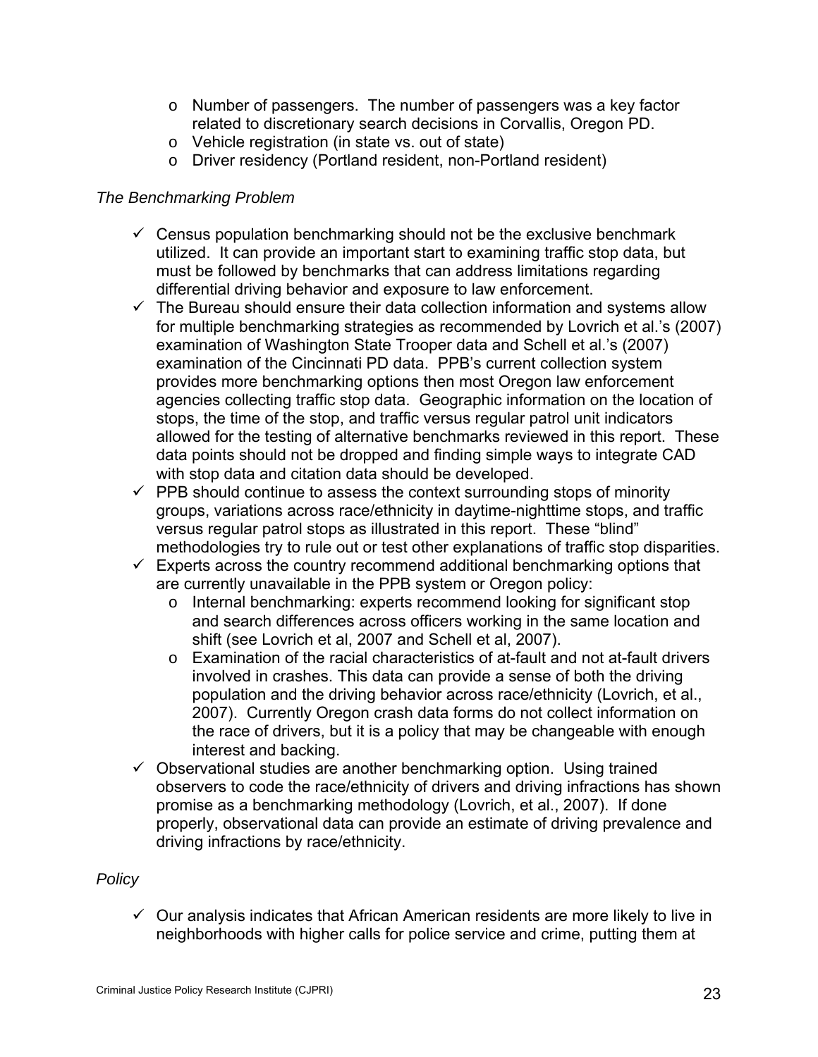- Number of passengers. The number of passengers was a key factor related to discretionary search decisions in Corvallis, Oregon PD.
  - Vehicle registration (in state vs. out of state)
  - Driver residency (Portland resident, non-Portland resident)

*The Benchmarking Problem*

- ✓ Census population benchmarking should not be the exclusive benchmark utilized. It can provide an important start to examining traffic stop data, but must be followed by benchmarks that can address limitations regarding differential driving behavior and exposure to law enforcement.
- ✓ The Bureau should ensure their data collection information and systems allow for multiple benchmarking strategies as recommended by Lovrich et al.'s (2007) examination of Washington State Trooper data and Schell et al.'s (2007) examination of the Cincinnati PD data. PPB's current collection system provides more benchmarking options then most Oregon law enforcement agencies collecting traffic stop data. Geographic information on the location of stops, the time of the stop, and traffic versus regular patrol unit indicators allowed for the testing of alternative benchmarks reviewed in this report. These data points should not be dropped and finding simple ways to integrate CAD with stop data and citation data should be developed.
- ✓ PPB should continue to assess the context surrounding stops of minority groups, variations across race/ethnicity in daytime-nighttime stops, and traffic versus regular patrol stops as illustrated in this report. These "blind" methodologies try to rule out or test other explanations of traffic stop disparities.
- ✓ Experts across the country recommend additional benchmarking options that are currently unavailable in the PPB system or Oregon policy:
  - Internal benchmarking: experts recommend looking for significant stop and search differences across officers working in the same location and shift (see Lovrich et al, 2007 and Schell et al, 2007).
  - Examination of the racial characteristics of at-fault and not at-fault drivers involved in crashes. This data can provide a sense of both the driving population and the driving behavior across race/ethnicity (Lovrich, et al., 2007). Currently Oregon crash data forms do not collect information on the race of drivers, but it is a policy that may be changeable with enough interest and backing.
- ✓ Observational studies are another benchmarking option. Using trained observers to code the race/ethnicity of drivers and driving infractions has shown promise as a benchmarking methodology (Lovrich, et al., 2007). If done properly, observational data can provide an estimate of driving prevalence and driving infractions by race/ethnicity.

*Policy*

- ✓ Our analysis indicates that African American residents are more likely to live in neighborhoods with higher calls for police service and crime, putting them at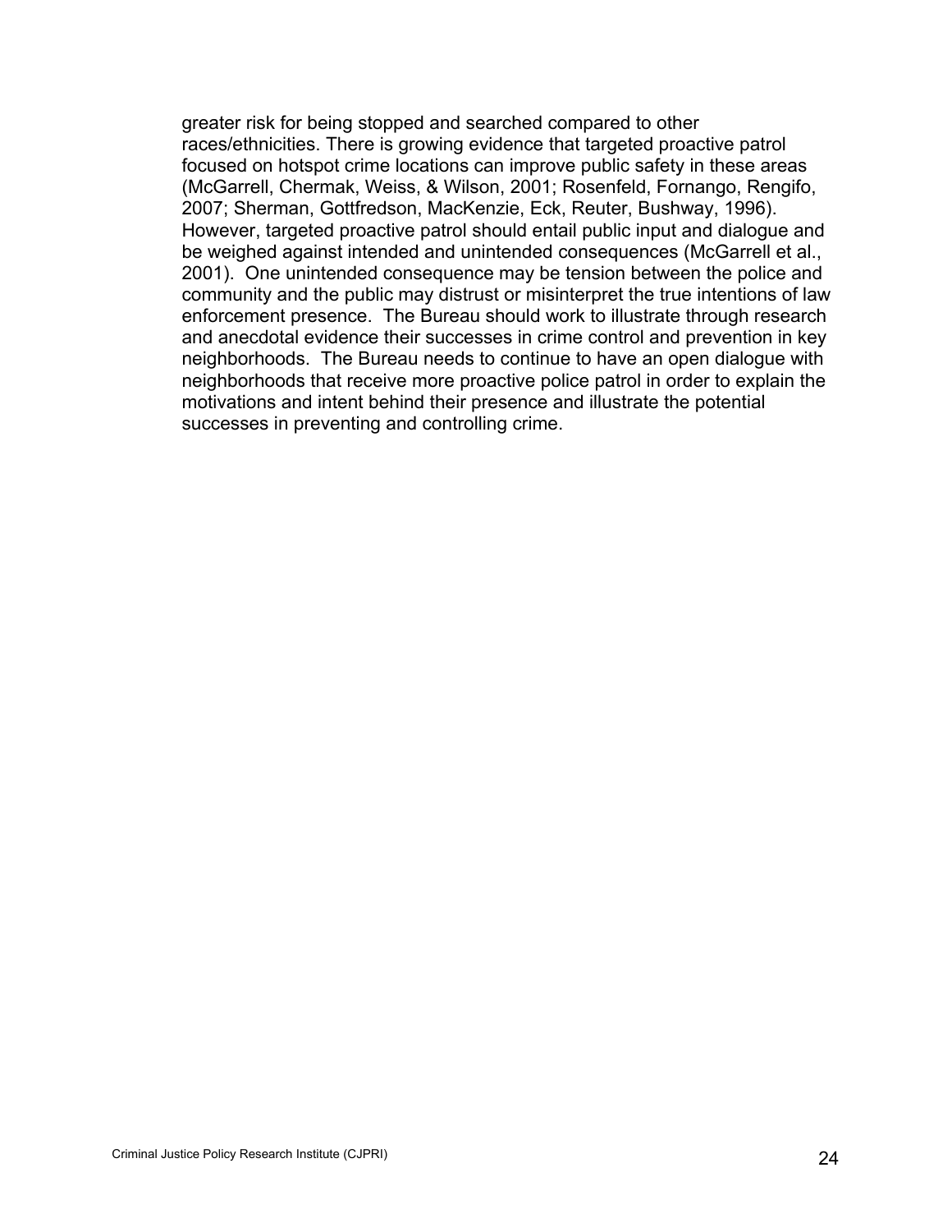greater risk for being stopped and searched compared to other races/ethnicities. There is growing evidence that targeted proactive patrol focused on hotspot crime locations can improve public safety in these areas (McGarrell, Chermak, Weiss, & Wilson, 2001; Rosenfeld, Fornango, Rengifo, 2007; Sherman, Gottfredson, MacKenzie, Eck, Reuter, Bushway, 1996). However, targeted proactive patrol should entail public input and dialogue and be weighed against intended and unintended consequences (McGarrell et al., 2001). One unintended consequence may be tension between the police and community and the public may distrust or misinterpret the true intentions of law enforcement presence. The Bureau should work to illustrate through research and anecdotal evidence their successes in crime control and prevention in key neighborhoods. The Bureau needs to continue to have an open dialogue with neighborhoods that receive more proactive police patrol in order to explain the motivations and intent behind their presence and illustrate the potential successes in preventing and controlling crime.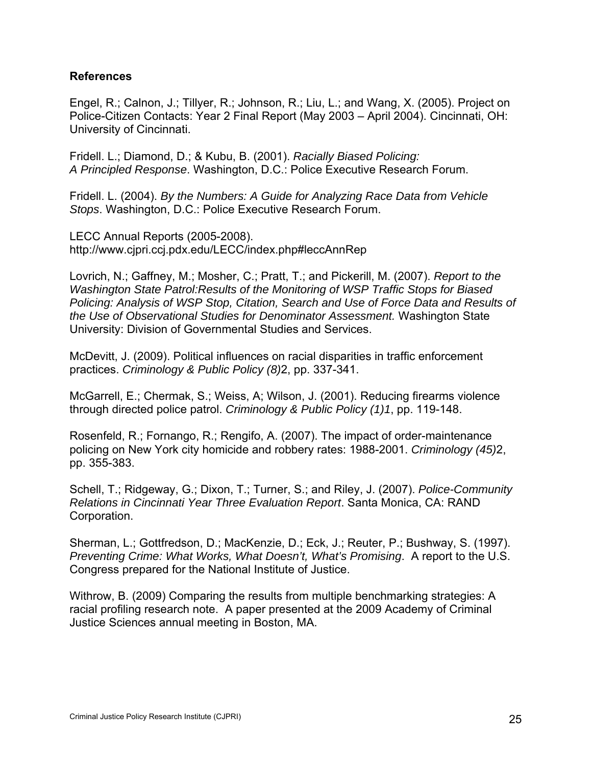**References**

Engel, R.; Calnon, J.; Tillyer, R.; Johnson, R.; Liu, L.; and Wang, X. (2005). Project on Police-Citizen Contacts: Year 2 Final Report (May 2003 – April 2004). Cincinnati, OH: University of Cincinnati.

Fridell. L.; Diamond, D.; & Kubu, B. (2001). *Racially Biased Policing: A Principled Response*. Washington, D.C.: Police Executive Research Forum.

Fridell. L. (2004). *By the Numbers: A Guide for Analyzing Race Data from Vehicle Stops*. Washington, D.C.: Police Executive Research Forum.

LECC Annual Reports (2005-2008). http://www.cjpri.ccj.pdx.edu/LECC/index.php#leccAnnRep

Lovrich, N.; Gaffney, M.; Mosher, C.; Pratt, T.; and Pickerill, M. (2007). *Report to the Washington State Patrol:Results of the Monitoring of WSP Traffic Stops for Biased Policing: Analysis of WSP Stop, Citation, Search and Use of Force Data and Results of the Use of Observational Studies for Denominator Assessment.* Washington State University: Division of Governmental Studies and Services.

McDevitt, J. (2009). Political influences on racial disparities in traffic enforcement practices. *Criminology & Public Policy (8)*2, pp. 337-341.

McGarrell, E.; Chermak, S.; Weiss, A; Wilson, J. (2001). Reducing firearms violence through directed police patrol. *Criminology & Public Policy (1)1*, pp. 119-148.

Rosenfeld, R.; Fornango, R.; Rengifo, A. (2007). The impact of order-maintenance policing on New York city homicide and robbery rates: 1988-2001. *Criminology (45)*2, pp. 355-383.

Schell, T.; Ridgeway, G.; Dixon, T.; Turner, S.; and Riley, J. (2007). *Police-Community Relations in Cincinnati Year Three Evaluation Report*. Santa Monica, CA: RAND Corporation.

Sherman, L.; Gottfredson, D.; MacKenzie, D.; Eck, J.; Reuter, P.; Bushway, S. (1997). *Preventing Crime: What Works, What Doesn't, What's Promising*. A report to the U.S. Congress prepared for the National Institute of Justice.

Withrow, B. (2009) Comparing the results from multiple benchmarking strategies: A racial profiling research note. A paper presented at the 2009 Academy of Criminal Justice Sciences annual meeting in Boston, MA.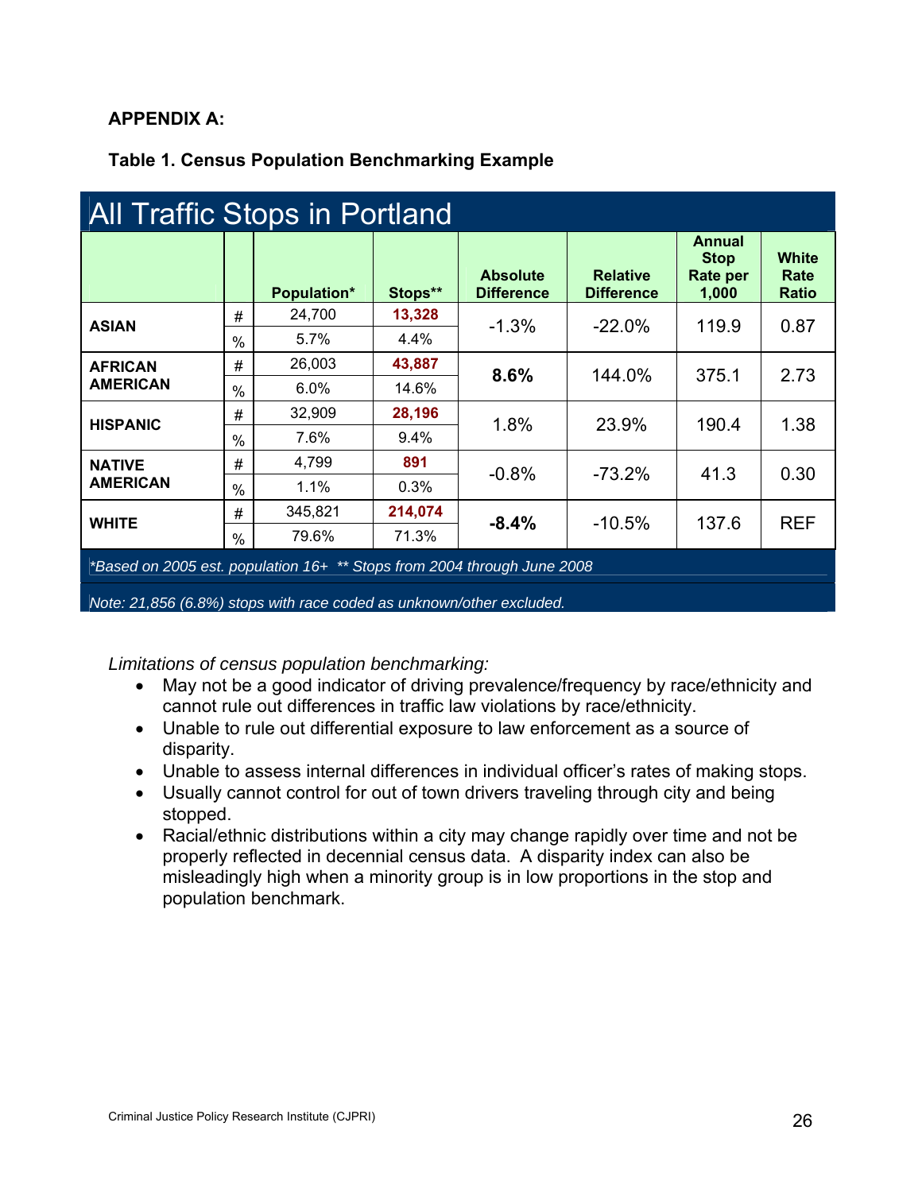**APPENDIX A:**

**Table 1. Census Population Benchmarking Example**

| All Traffic Stops in Portland | | | | | | | |
|---|---|---|---|---|---|---|---|
| | | **Population*** | **Stops**** | **Absolute Difference** | **Relative Difference** | **Annual Stop Rate per 1,000** | **White Rate Ratio** |
| **ASIAN** | # | 24,700 | **13,328** | -1.3% | -22.0% | 119.9 | 0.87 |
| | % | 5.7% | 4.4% | | | | |
| **AFRICAN AMERICAN** | # | 26,003 | **43,887** | **8.6%** | 144.0% | 375.1 | 2.73 |
| | % | 6.0% | 14.6% | | | | |
| **HISPANIC** | # | 32,909 | **28,196** | 1.8% | 23.9% | 190.4 | 1.38 |
| | % | 7.6% | 9.4% | | | | |
| **NATIVE AMERICAN** | # | 4,799 | **891** | -0.8% | -73.2% | 41.3 | 0.30 |
| | % | 1.1% | 0.3% | | | | |
| **WHITE** | # | 345,821 | **214,074** | **-8.4%** | -10.5% | 137.6 | REF |
| | % | 79.6% | 71.3% | | | | |

*\*Based on 2005 est. population 16+ \*\* Stops from 2004 through June 2008*

*Note: 21,856 (6.8%) stops with race coded as unknown/other excluded.*

*Limitations of census population benchmarking:*

- May not be a good indicator of driving prevalence/frequency by race/ethnicity and cannot rule out differences in traffic law violations by race/ethnicity.
- Unable to rule out differential exposure to law enforcement as a source of disparity.
- Unable to assess internal differences in individual officer's rates of making stops.
- Usually cannot control for out of town drivers traveling through city and being stopped.
- Racial/ethnic distributions within a city may change rapidly over time and not be properly reflected in decennial census data. A disparity index can also be misleadingly high when a minority group is in low proportions in the stop and population benchmark.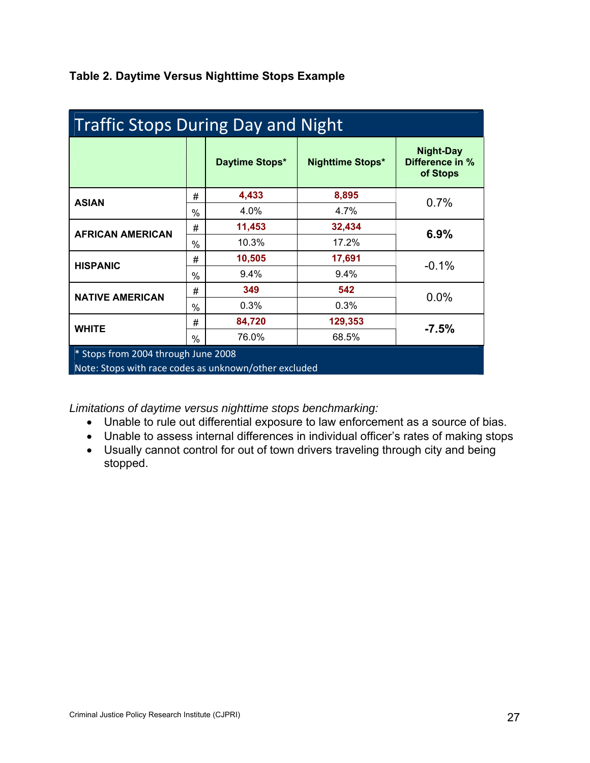**Table 2. Daytime Versus Nighttime Stops Example**

| Traffic Stops During Day and Night | | | | |
|---|---|---|---|---|
| | | **Daytime Stops*** | **Nighttime Stops*** | **Night-Day Difference in % of Stops** |
| **ASIAN** | # | **4,433** | **8,895** | 0.7% |
| | % | 4.0% | 4.7% | |
| **AFRICAN AMERICAN** | # | **11,453** | **32,434** | **6.9%** |
| | % | 10.3% | 17.2% | |
| **HISPANIC** | # | **10,505** | **17,691** | -0.1% |
| | % | 9.4% | 9.4% | |
| **NATIVE AMERICAN** | # | **349** | **542** | 0.0% |
| | % | 0.3% | 0.3% | |
| **WHITE** | # | **84,720** | **129,353** | **-7.5%** |
| | % | 76.0% | 68.5% | |

* Stops from 2004 through June 2008

Note: Stops with race codes as unknown/other excluded

*Limitations of daytime versus nighttime stops benchmarking:*

- Unable to rule out differential exposure to law enforcement as a source of bias.
- Unable to assess internal differences in individual officer's rates of making stops
- Usually cannot control for out of town drivers traveling through city and being stopped.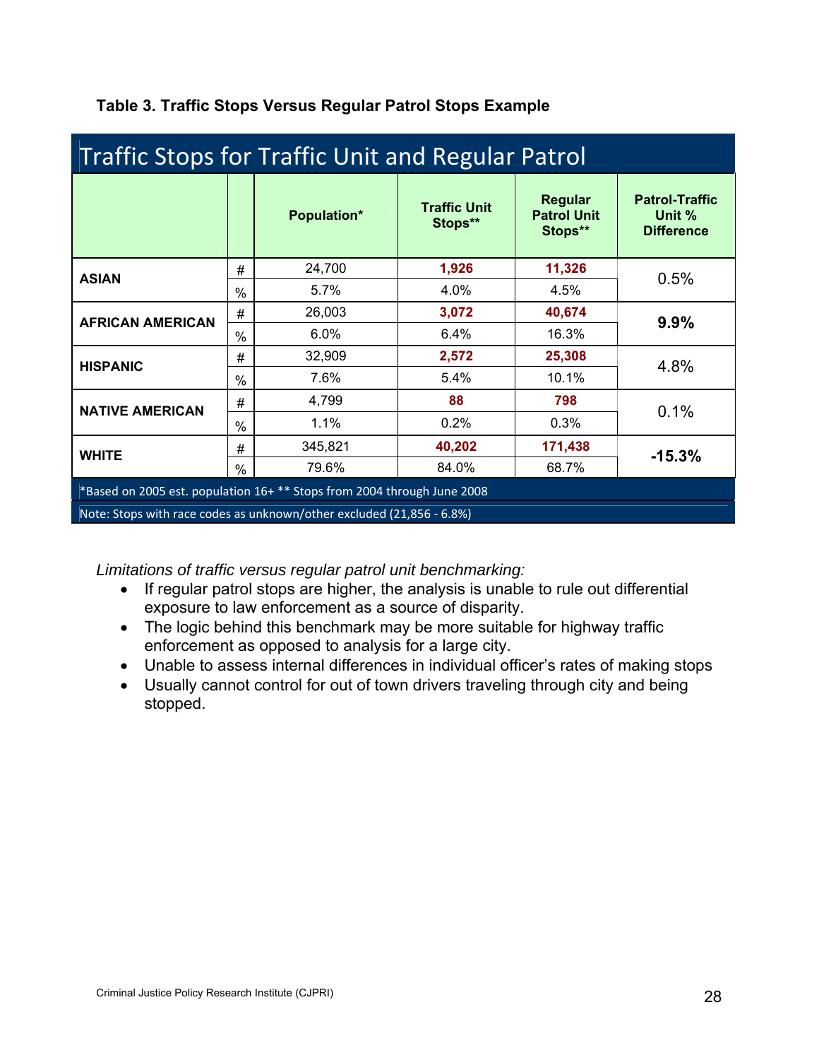**Table 3. Traffic Stops Versus Regular Patrol Stops Example**

| Traffic Stops for Traffic Unit and Regular Patrol | | | | | |
|---|---|---|---|---|---|
| | | Population* | Traffic Unit Stops** | Regular Patrol Unit Stops** | Patrol-Traffic Unit % Difference |
| **ASIAN** | # | 24,700 | **1,926** | **11,326** | 0.5% |
| | % | 5.7% | 4.0% | 4.5% | |
| **AFRICAN AMERICAN** | # | 26,003 | **3,072** | **40,674** | **9.9%** |
| | % | 6.0% | 6.4% | 16.3% | |
| **HISPANIC** | # | 32,909 | **2,572** | **25,308** | 4.8% |
| | % | 7.6% | 5.4% | 10.1% | |
| **NATIVE AMERICAN** | # | 4,799 | **88** | **798** | 0.1% |
| | % | 1.1% | 0.2% | 0.3% | |
| **WHITE** | # | 345,821 | **40,202** | **171,438** | **-15.3%** |
| | % | 79.6% | 84.0% | 68.7% | |

*Based on 2005 est. population 16+ ** Stops from 2004 through June 2008

Note: Stops with race codes as unknown/other excluded (21,856 - 6.8%)

*Limitations of traffic versus regular patrol unit benchmarking:*

- If regular patrol stops are higher, the analysis is unable to rule out differential exposure to law enforcement as a source of disparity.
- The logic behind this benchmark may be more suitable for highway traffic enforcement as opposed to analysis for a large city.
- Unable to assess internal differences in individual officer's rates of making stops
- Usually cannot control for out of town drivers traveling through city and being stopped.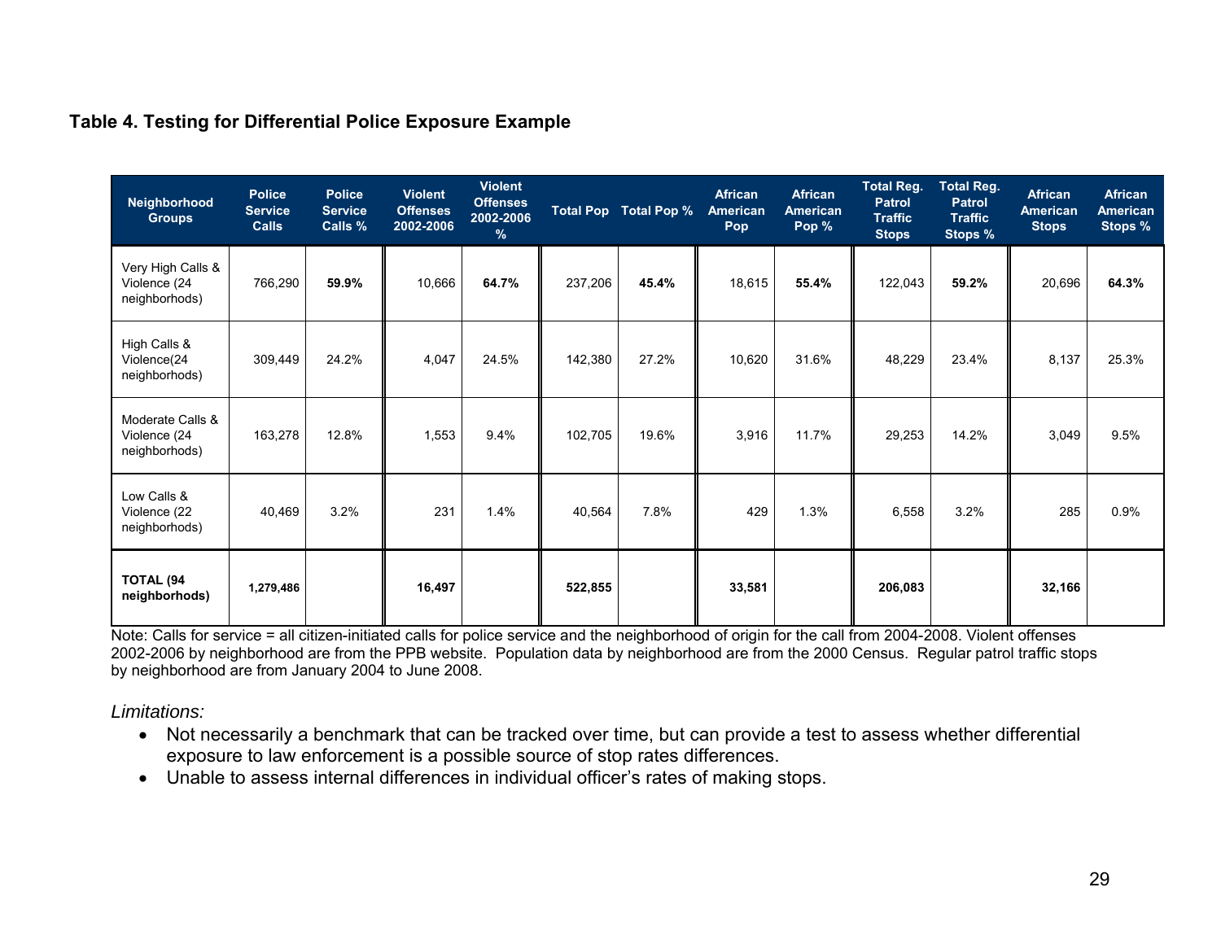**Table 4. Testing for Differential Police Exposure Example**

| Neighborhood Groups | Police Service Calls | Police Service Calls % | Violent Offenses 2002-2006 | Violent Offenses 2002-2006 % | Total Pop | Total Pop % | African American Pop | African American Pop % | Total Reg. Patrol Traffic Stops | Total Reg. Patrol Traffic Stops % | African American Stops | African American Stops % |
|---|---|---|---|---|---|---|---|---|---|---|---|---|
| Very High Calls & Violence (24 neighborhods) | 766,290 | **59.9%** | 10,666 | **64.7%** | 237,206 | **45.4%** | 18,615 | **55.4%** | 122,043 | **59.2%** | 20,696 | **64.3%** |
| High Calls & Violence(24 neighborhods) | 309,449 | 24.2% | 4,047 | 24.5% | 142,380 | 27.2% | 10,620 | 31.6% | 48,229 | 23.4% | 8,137 | 25.3% |
| Moderate Calls & Violence (24 neighborhods) | 163,278 | 12.8% | 1,553 | 9.4% | 102,705 | 19.6% | 3,916 | 11.7% | 29,253 | 14.2% | 3,049 | 9.5% |
| Low Calls & Violence (22 neighborhods) | 40,469 | 3.2% | 231 | 1.4% | 40,564 | 7.8% | 429 | 1.3% | 6,558 | 3.2% | 285 | 0.9% |
| **TOTAL (94 neighborhods)** | **1,279,486** | | **16,497** | | **522,855** | | **33,581** | | **206,083** | | **32,166** | |

Note: Calls for service = all citizen-initiated calls for police service and the neighborhood of origin for the call from 2004-2008. Violent offenses 2002-2006 by neighborhood are from the PPB website. Population data by neighborhood are from the 2000 Census. Regular patrol traffic stops by neighborhood are from January 2004 to June 2008.

*Limitations:*

- Not necessarily a benchmark that can be tracked over time, but can provide a test to assess whether differential exposure to law enforcement is a possible source of stop rates differences.
- Unable to assess internal differences in individual officer's rates of making stops.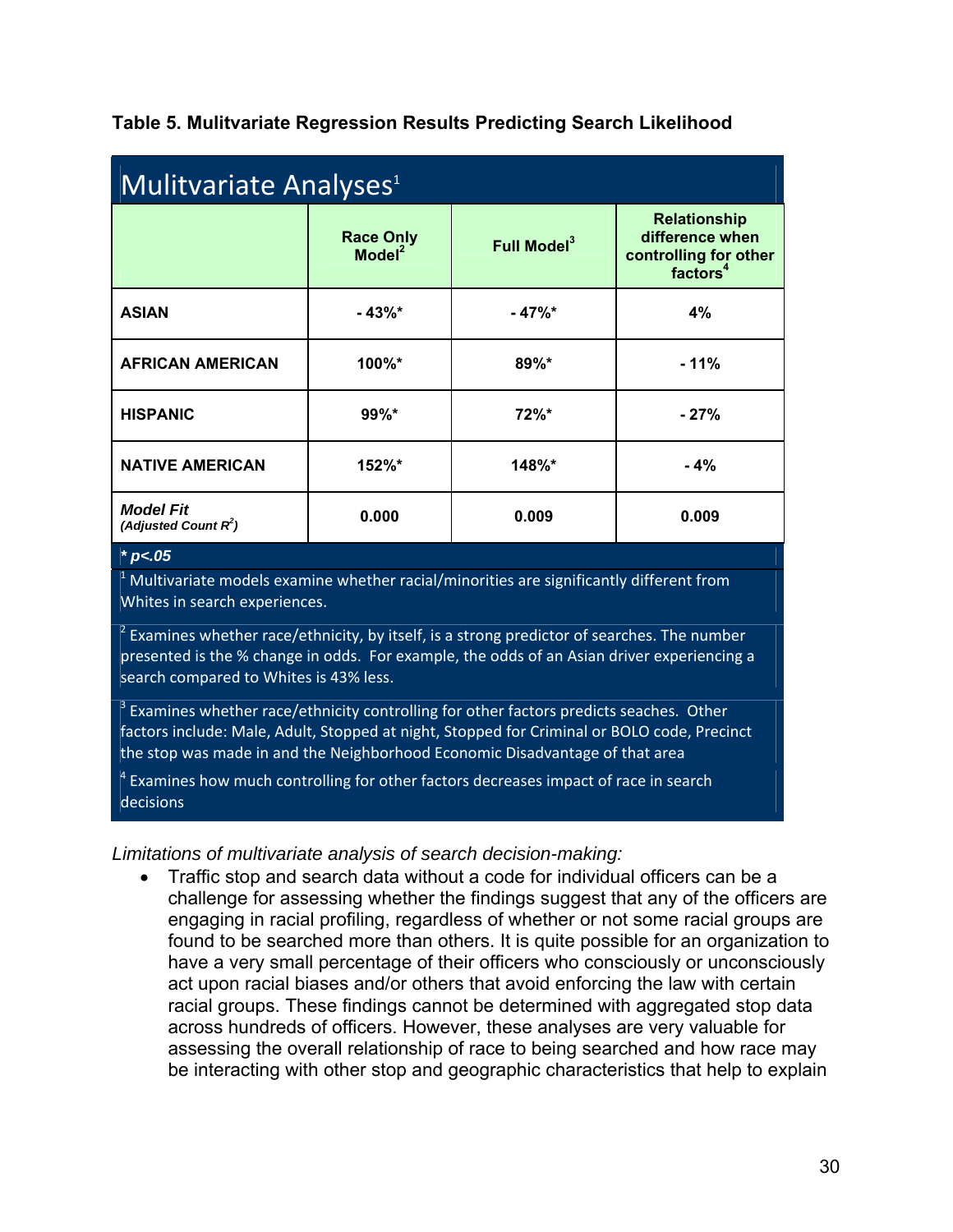**Table 5. Mulitvariate Regression Results Predicting Search Likelihood**

| Mulitvariate Analyses[1] | | | |
|---|---|---|---|
| | Race Only Model[2] | Full Model[3] | Relationship difference when controlling for other factors[4] |
| **ASIAN** | - 43%* | - 47%* | 4% |
| **AFRICAN AMERICAN** | 100%* | 89%* | - 11% |
| **HISPANIC** | 99%* | 72%* | - 27% |
| **NATIVE AMERICAN** | 152%* | 148%* | - 4% |
| ***Model Fit*** *(Adjusted Count $R^2$)* | 0.000 | 0.009 | 0.009 |

*\* p<.05*

[1] Multivariate models examine whether racial/minorities are significantly different from Whites in search experiences.

[2] Examines whether race/ethnicity, by itself, is a strong predictor of searches. The number presented is the % change in odds. For example, the odds of an Asian driver experiencing a search compared to Whites is 43% less.

[3] Examines whether race/ethnicity controlling for other factors predicts seaches. Other factors include: Male, Adult, Stopped at night, Stopped for Criminal or BOLO code, Precinct the stop was made in and the Neighborhood Economic Disadvantage of that area

[4] Examines how much controlling for other factors decreases impact of race in search decisions

*Limitations of multivariate analysis of search decision-making:*

- Traffic stop and search data without a code for individual officers can be a challenge for assessing whether the findings suggest that any of the officers are engaging in racial profiling, regardless of whether or not some racial groups are found to be searched more than others. It is quite possible for an organization to have a very small percentage of their officers who consciously or unconsciously act upon racial biases and/or others that avoid enforcing the law with certain racial groups. These findings cannot be determined with aggregated stop data across hundreds of officers. However, these analyses are very valuable for assessing the overall relationship of race to being searched and how race may be interacting with other stop and geographic characteristics that help to explain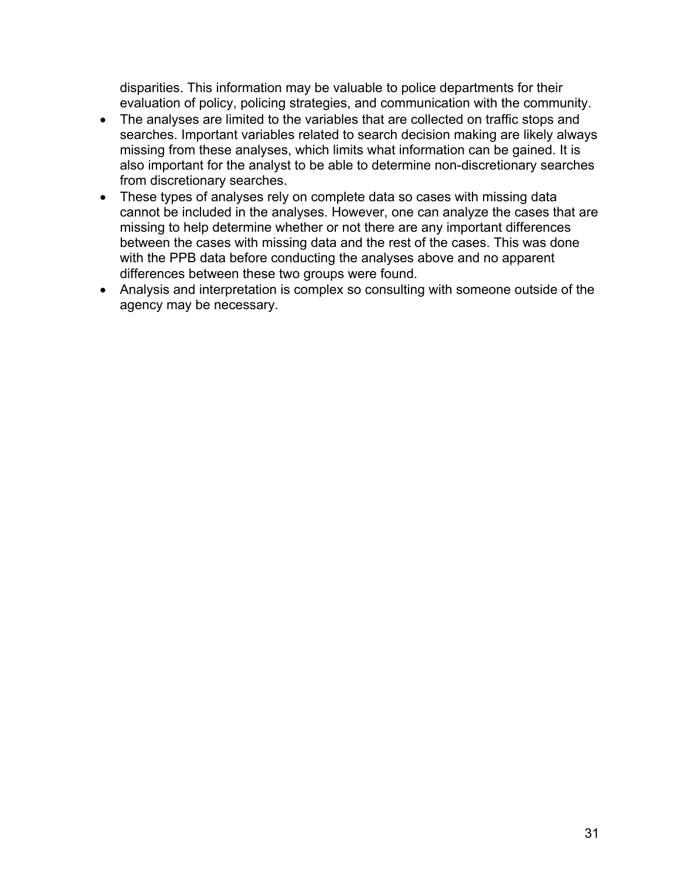disparities. This information may be valuable to police departments for their evaluation of policy, policing strategies, and communication with the community.

- The analyses are limited to the variables that are collected on traffic stops and searches. Important variables related to search decision making are likely always missing from these analyses, which limits what information can be gained. It is also important for the analyst to be able to determine non-discretionary searches from discretionary searches.
- These types of analyses rely on complete data so cases with missing data cannot be included in the analyses. However, one can analyze the cases that are missing to help determine whether or not there are any important differences between the cases with missing data and the rest of the cases. This was done with the PPB data before conducting the analyses above and no apparent differences between these two groups were found.
- Analysis and interpretation is complex so consulting with someone outside of the agency may be necessary.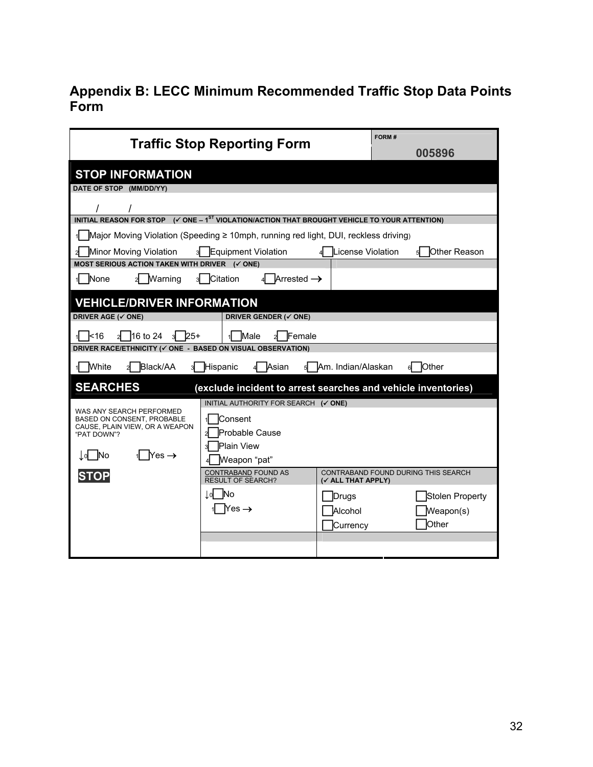# Appendix B: LECC Minimum Recommended Traffic Stop Data Points Form

## Traffic Stop Reporting Form

**FORM #** 005896

### STOP INFORMATION

**DATE OF STOP (MM/DD/YY)**

/ /

**INITIAL REASON FOR STOP (✓ ONE – 1[ST] VIOLATION/ACTION THAT BROUGHT VEHICLE TO YOUR ATTENTION)**

1☐ Major Moving Violation (Speeding ≥ 10mph, running red light, DUI, reckless driving)

2☐ Minor Moving Violation 3☐ Equipment Violation 4☐ License Violation 5☐ Other Reason

**MOST SERIOUS ACTION TAKEN WITH DRIVER (✓ ONE)**

1☐ None 2☐ Warning 3☐ Citation 4☐ Arrested →

### VEHICLE/DRIVER INFORMATION

**DRIVER AGE (✓ ONE)**

1☐ <16 2☐ 16 to 24 3☐ 25+

**DRIVER GENDER (✓ ONE)**

1☐ Male 2☐ Female

**DRIVER RACE/ETHNICITY (✓ ONE - BASED ON VISUAL OBSERVATION)**

1☐ White 2☐ Black/AA 3☐ Hispanic 4☐ Asian 5☐ Am. Indian/Alaskan 6☐ Other

### SEARCHES (exclude incident to arrest searches and vehicle inventories)

WAS ANY SEARCH PERFORMED BASED ON CONSENT, PROBABLE CAUSE, PLAIN VIEW, OR A WEAPON "PAT DOWN"?

↓0☐ No 1☐ Yes →

**STOP**

INITIAL AUTHORITY FOR SEARCH **(✓ ONE)**

1☐ Consent
2☐ Probable Cause
3☐ Plain View
4☐ Weapon "pat"

CONTRABAND FOUND AS RESULT OF SEARCH?

↓0☐ No
1☐ Yes →

CONTRABAND FOUND DURING THIS SEARCH **(✓ ALL THAT APPLY)**

☐ Drugs ☐ Stolen Property
☐ Alcohol ☐ Weapon(s)
☐ Currency ☐ Other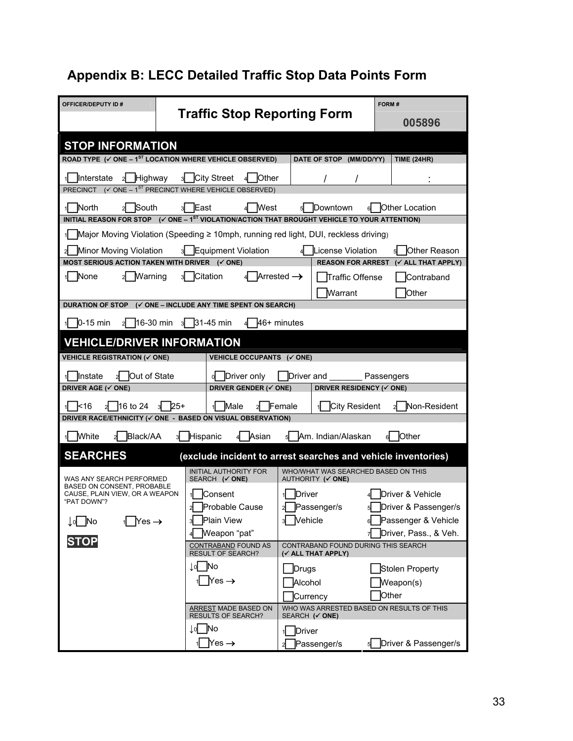## Appendix B: LECC Detailed Traffic Stop Data Points Form

| OFFICER/DEPUTY ID # | Traffic Stop Reporting Form | FORM # |
|---|---|---|
| | | 005896 |

### STOP INFORMATION

**ROAD TYPE (✓ ONE – 1ST LOCATION WHERE VEHICLE OBSERVED)** | **DATE OF STOP (MM/DD/YY)** | **TIME (24HR)**

1 ☐ Interstate 2 ☐ Highway 3 ☐ City Street 4 ☐ Other | / / | :

PRECINCT (✓ ONE – 1ST PRECINCT WHERE VEHICLE OBSERVED)

1 ☐ North 2 ☐ South 3 ☐ East 4 ☐ West 5 ☐ Downtown 6 ☐ Other Location

**INITIAL REASON FOR STOP (✓ ONE – 1ST VIOLATION/ACTION THAT BROUGHT VEHICLE TO YOUR ATTENTION)**

1 ☐ Major Moving Violation (Speeding ≥ 10mph, running red light, DUI, reckless driving)

2 ☐ Minor Moving Violation 3 ☐ Equipment Violation 4 ☐ License Violation 5 ☐ Other Reason

**MOST SERIOUS ACTION TAKEN WITH DRIVER (✓ ONE)** | **REASON FOR ARREST (✓ ALL THAT APPLY)**

1 ☐ None 2 ☐ Warning 3 ☐ Citation 4 ☐ Arrested → | ☐ Traffic Offense ☐ Contraband ☐ Warrant ☐ Other

**DURATION OF STOP (✓ ONE – INCLUDE ANY TIME SPENT ON SEARCH)**

1 ☐ 0-15 min 2 ☐ 16-30 min 3 ☐ 31-45 min 4 ☐ 46+ minutes

### VEHICLE/DRIVER INFORMATION

**VEHICLE REGISTRATION (✓ ONE)** | **VEHICLE OCCUPANTS (✓ ONE)**

1 ☐ Instate 2 ☐ Out of State | 0 ☐ Driver only ☐ Driver and _______ Passengers

**DRIVER AGE (✓ ONE)** | **DRIVER GENDER (✓ ONE)** | **DRIVER RESIDENCY (✓ ONE)**

1 ☐ <16 2 ☐ 16 to 24 3 ☐ 25+ | 1 ☐ Male 2 ☐ Female | 1 ☐ City Resident 2 ☐ Non-Resident

**DRIVER RACE/ETHNICITY (✓ ONE - BASED ON VISUAL OBSERVATION)**

1 ☐ White 2 ☐ Black/AA 3 ☐ Hispanic 4 ☐ Asian 5 ☐ Am. Indian/Alaskan 6 ☐ Other

### SEARCHES (exclude incident to arrest searches and vehicle inventories)

WAS ANY SEARCH PERFORMED BASED ON CONSENT, PROBABLE CAUSE, PLAIN VIEW, OR A WEAPON "PAT DOWN"?

↓0 ☐ No 1 ☐ Yes →

**STOP**

INITIAL AUTHORITY FOR SEARCH (✓ ONE)

1 ☐ Consent 2 ☐ Probable Cause 3 ☐ Plain View 4 ☐ Weapon "pat"

WHO/WHAT WAS SEARCHED BASED ON THIS AUTHORITY (✓ ONE)

1 ☐ Driver 2 ☐ Passenger/s 3 ☐ Vehicle 4 ☐ Driver & Vehicle 5 ☐ Driver & Passenger/s 6 ☐ Passenger & Vehicle 7 ☐ Driver, Pass., & Veh.

CONTRABAND FOUND AS RESULT OF SEARCH?

↓0 ☐ No 1 ☐ Yes →

CONTRABAND FOUND DURING THIS SEARCH (✓ ALL THAT APPLY)

☐ Drugs ☐ Alcohol ☐ Currency ☐ Stolen Property ☐ Weapon(s) ☐ Other

ARREST MADE BASED ON RESULTS OF SEARCH?

↓0 ☐ No 1 ☐ Yes →

WHO WAS ARRESTED BASED ON RESULTS OF THIS SEARCH (✓ ONE)

1 ☐ Driver 2 ☐ Passenger/s 5 ☐ Driver & Passenger/s